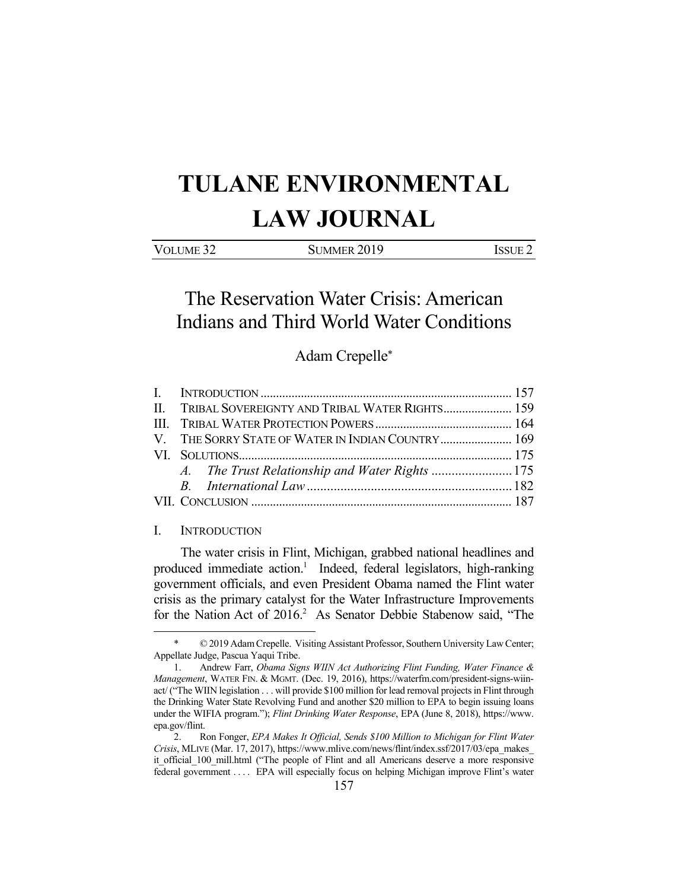# TULANE ENVIRONMENTAL LAW JOURNAL

VOLUME 32 SUMMER 2019 ISSUE 2

## The Reservation Water Crisis: American Indians and Third World Water Conditions

Adam Crepelle*

I. INTRODUCTION ........................................................................ 157
II. TRIBAL SOVEREIGNTY AND TRIBAL WATER RIGHTS ...................... 159
III. TRIBAL WATER PROTECTION POWERS ........................................... 164
V. THE SORRY STATE OF WATER IN INDIAN COUNTRY ....................... 169
VI. SOLUTIONS ........................................................................... 175
   *A. The Trust Relationship and Water Rights* ........................ 175
   *B. International Law* ............................................................ 182
VII. CONCLUSION ......................................................................... 187

### I. INTRODUCTION

The water crisis in Flint, Michigan, grabbed national headlines and produced immediate action.[1] Indeed, federal legislators, high-ranking government officials, and even President Obama named the Flint water crisis as the primary catalyst for the Water Infrastructure Improvements for the Nation Act of 2016.[2] As Senator Debbie Stabenow said, "The

---

\* © 2019 Adam Crepelle. Visiting Assistant Professor, Southern University Law Center; Appellate Judge, Pascua Yaqui Tribe.

1. Andrew Farr, *Obama Signs WIIN Act Authorizing Flint Funding, Water Finance & Management*, WATER FIN. & MGMT. (Dec. 19, 2016), https://waterfm.com/president-signs-wiin-act/ ("The WIIN legislation . . . will provide $100 million for lead removal projects in Flint through the Drinking Water State Revolving Fund and another $20 million to EPA to begin issuing loans under the WIFIA program."); *Flint Drinking Water Response*, EPA (June 8, 2018), https://www.epa.gov/flint.

2. Ron Fonger, *EPA Makes It Official, Sends $100 Million to Michigan for Flint Water Crisis*, MLIVE (Mar. 17, 2017), https://www.mlive.com/news/flint/index.ssf/2017/03/epa_makes_it_official_100_mill.html ("The people of Flint and all Americans deserve a more responsive federal government . . . . EPA will especially focus on helping Michigan improve Flint's water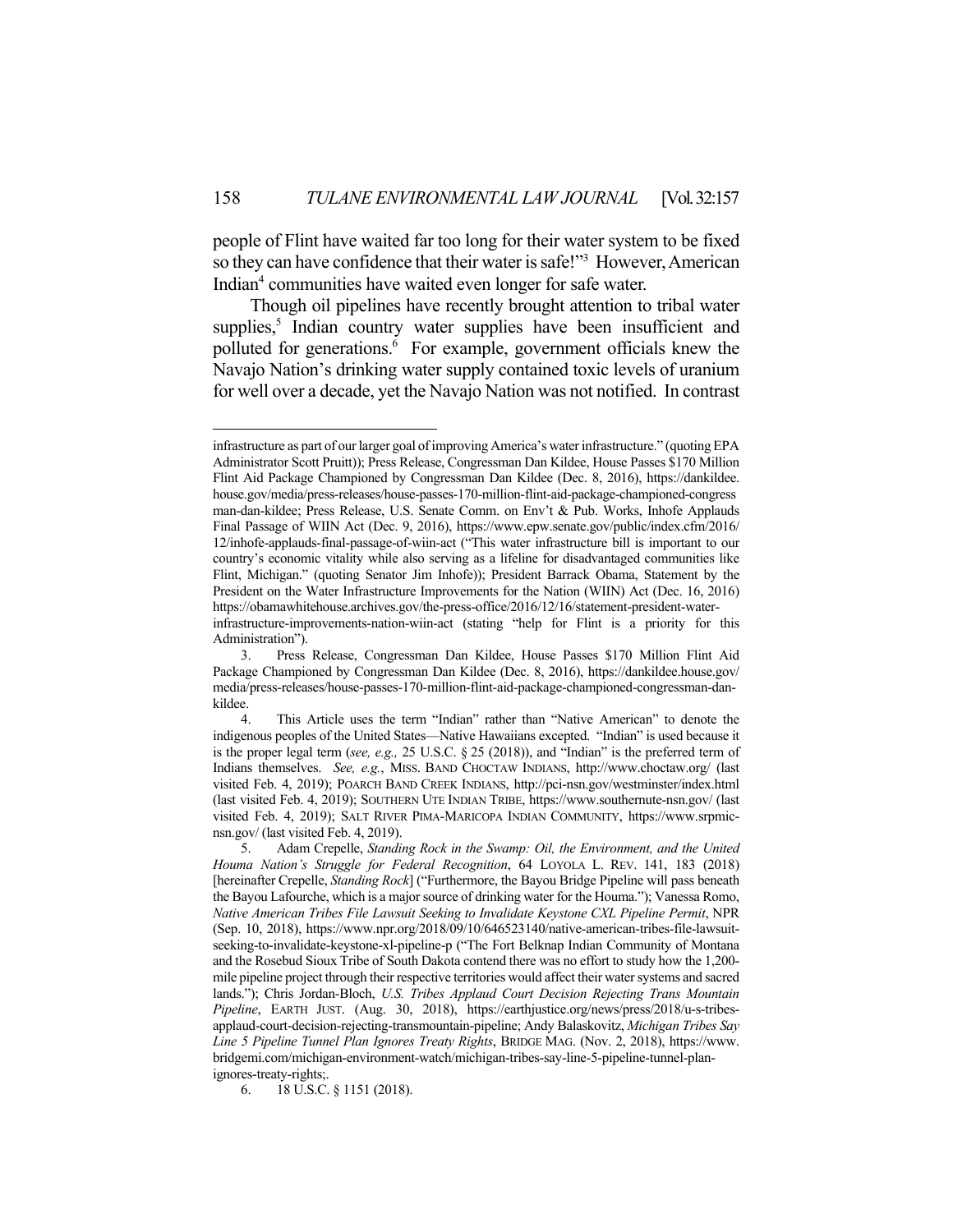people of Flint have waited far too long for their water system to be fixed so they can have confidence that their water is safe!"[3] However, American Indian[4] communities have waited even longer for safe water.

Though oil pipelines have recently brought attention to tribal water supplies,[5] Indian country water supplies have been insufficient and polluted for generations.[6] For example, government officials knew the Navajo Nation's drinking water supply contained toxic levels of uranium for well over a decade, yet the Navajo Nation was not notified. In contrast

---

infrastructure as part of our larger goal of improving America's water infrastructure." (quoting EPA Administrator Scott Pruitt)); Press Release, Congressman Dan Kildee, House Passes $170 Million Flint Aid Package Championed by Congressman Dan Kildee (Dec. 8, 2016), https://dankildee.house.gov/media/press-releases/house-passes-170-million-flint-aid-package-championed-congressman-dan-kildee; Press Release, U.S. Senate Comm. on Env't & Pub. Works, Inhofe Applauds Final Passage of WIIN Act (Dec. 9, 2016), https://www.epw.senate.gov/public/index.cfm/2016/12/inhofe-applauds-final-passage-of-wiin-act ("This water infrastructure bill is important to our country's economic vitality while also serving as a lifeline for disadvantaged communities like Flint, Michigan." (quoting Senator Jim Inhofe)); President Barrack Obama, Statement by the President on the Water Infrastructure Improvements for the Nation (WIIN) Act (Dec. 16, 2016) https://obamawhitehouse.archives.gov/the-press-office/2016/12/16/statement-president-water-infrastructure-improvements-nation-wiin-act (stating "help for Flint is a priority for this Administration").

3. Press Release, Congressman Dan Kildee, House Passes $170 Million Flint Aid Package Championed by Congressman Dan Kildee (Dec. 8, 2016), https://dankildee.house.gov/media/press-releases/house-passes-170-million-flint-aid-package-championed-congressman-dan-kildee.

4. This Article uses the term "Indian" rather than "Native American" to denote the indigenous peoples of the United States—Native Hawaiians excepted. "Indian" is used because it is the proper legal term (*see, e.g.,* 25 U.S.C. § 25 (2018)), and "Indian" is the preferred term of Indians themselves. *See, e.g.*, MISS. BAND CHOCTAW INDIANS, http://www.choctaw.org/ (last visited Feb. 4, 2019); POARCH BAND CREEK INDIANS, http://pci-nsn.gov/westminster/index.html (last visited Feb. 4, 2019); SOUTHERN UTE INDIAN TRIBE, https://www.southernute-nsn.gov/ (last visited Feb. 4, 2019); SALT RIVER PIMA-MARICOPA INDIAN COMMUNITY, https://www.srpmic-nsn.gov/ (last visited Feb. 4, 2019).

5. Adam Crepelle, *Standing Rock in the Swamp: Oil, the Environment, and the United Houma Nation's Struggle for Federal Recognition*, 64 LOYOLA L. REV. 141, 183 (2018) [hereinafter Crepelle, *Standing Rock*] ("Furthermore, the Bayou Bridge Pipeline will pass beneath the Bayou Lafourche, which is a major source of drinking water for the Houma."); Vanessa Romo, *Native American Tribes File Lawsuit Seeking to Invalidate Keystone CXL Pipeline Permit*, NPR (Sep. 10, 2018), https://www.npr.org/2018/09/10/646523140/native-american-tribes-file-lawsuit-seeking-to-invalidate-keystone-xl-pipeline-p ("The Fort Belknap Indian Community of Montana and the Rosebud Sioux Tribe of South Dakota contend there was no effort to study how the 1,200-mile pipeline project through their respective territories would affect their water systems and sacred lands."); Chris Jordan-Bloch, *U.S. Tribes Applaud Court Decision Rejecting Trans Mountain Pipeline*, EARTH JUST. (Aug. 30, 2018), https://earthjustice.org/news/press/2018/u-s-tribes-applaud-court-decision-rejecting-transmountain-pipeline; Andy Balaskovitz, *Michigan Tribes Say Line 5 Pipeline Tunnel Plan Ignores Treaty Rights*, BRIDGE MAG. (Nov. 2, 2018), https://www.bridgemi.com/michigan-environment-watch/michigan-tribes-say-line-5-pipeline-tunnel-plan-ignores-treaty-rights;.

6. 18 U.S.C. § 1151 (2018).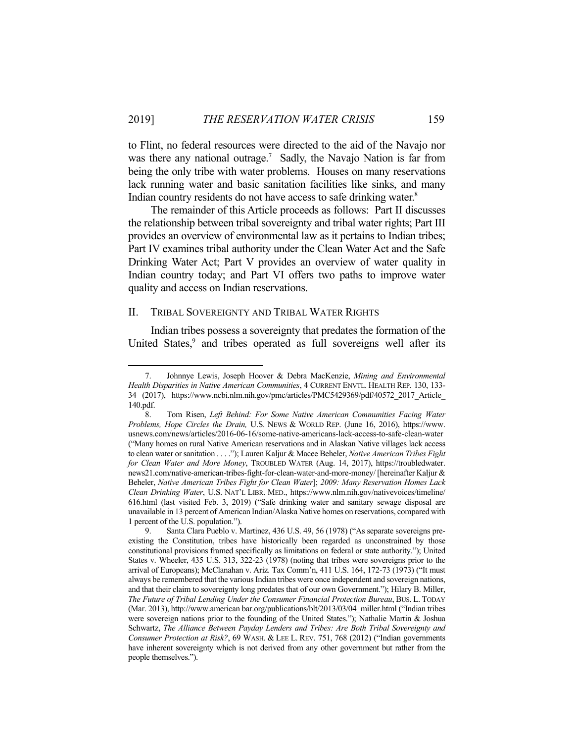to Flint, no federal resources were directed to the aid of the Navajo nor was there any national outrage.[7] Sadly, the Navajo Nation is far from being the only tribe with water problems. Houses on many reservations lack running water and basic sanitation facilities like sinks, and many Indian country residents do not have access to safe drinking water.[8]

The remainder of this Article proceeds as follows: Part II discusses the relationship between tribal sovereignty and tribal water rights; Part III provides an overview of environmental law as it pertains to Indian tribes; Part IV examines tribal authority under the Clean Water Act and the Safe Drinking Water Act; Part V provides an overview of water quality in Indian country today; and Part VI offers two paths to improve water quality and access on Indian reservations.

## II. TRIBAL SOVEREIGNTY AND TRIBAL WATER RIGHTS

Indian tribes possess a sovereignty that predates the formation of the United States,[9] and tribes operated as full sovereigns well after its

---

7. Johnnye Lewis, Joseph Hoover & Debra MacKenzie, *Mining and Environmental Health Disparities in Native American Communities*, 4 CURRENT ENVTL. HEALTH REP. 130, 133-34 (2017), https://www.ncbi.nlm.nih.gov/pmc/articles/PMC5429369/pdf/40572_2017_Article_140.pdf.

8. Tom Risen, *Left Behind: For Some Native American Communities Facing Water Problems, Hope Circles the Drain,* U.S. NEWS & WORLD REP. (June 16, 2016), https://www.usnews.com/news/articles/2016-06-16/some-native-americans-lack-access-to-safe-clean-water ("Many homes on rural Native American reservations and in Alaskan Native villages lack access to clean water or sanitation . . . ."); Lauren Kaljur & Macee Beheler, *Native American Tribes Fight for Clean Water and More Money*, TROUBLED WATER (Aug. 14, 2017), https://troubledwater.news21.com/native-american-tribes-fight-for-clean-water-and-more-money/ [hereinafter Kaljur & Beheler, *Native American Tribes Fight for Clean Water*]; *2009: Many Reservation Homes Lack Clean Drinking Water*, U.S. NAT'L LIBR. MED., https://www.nlm.nih.gov/nativevoices/timeline/616.html (last visited Feb. 3, 2019) ("Safe drinking water and sanitary sewage disposal are unavailable in 13 percent of American Indian/Alaska Native homes on reservations, compared with 1 percent of the U.S. population.").

9. Santa Clara Pueblo v. Martinez, 436 U.S. 49, 56 (1978) ("As separate sovereigns pre-existing the Constitution, tribes have historically been regarded as unconstrained by those constitutional provisions framed specifically as limitations on federal or state authority."); United States v. Wheeler, 435 U.S. 313, 322-23 (1978) (noting that tribes were sovereigns prior to the arrival of Europeans); McClanahan v. Ariz. Tax Comm'n, 411 U.S. 164, 172-73 (1973) ("It must always be remembered that the various Indian tribes were once independent and sovereign nations, and that their claim to sovereignty long predates that of our own Government."); Hilary B. Miller, *The Future of Tribal Lending Under the Consumer Financial Protection Bureau*, BUS. L. TODAY (Mar. 2013), http://www.american bar.org/publications/blt/2013/03/04_miller.html ("Indian tribes were sovereign nations prior to the founding of the United States."); Nathalie Martin & Joshua Schwartz, *The Alliance Between Payday Lenders and Tribes: Are Both Tribal Sovereignty and Consumer Protection at Risk?*, 69 WASH. & LEE L. REV. 751, 768 (2012) ("Indian governments have inherent sovereignty which is not derived from any other government but rather from the people themselves.").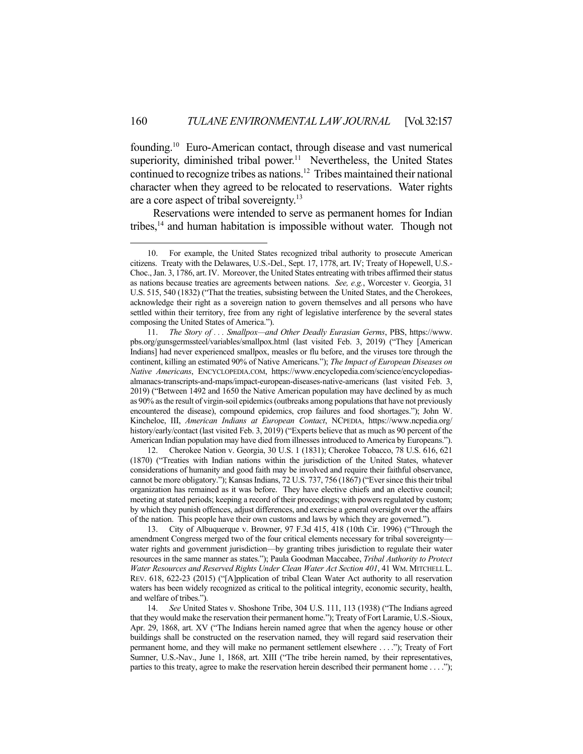founding.[10] Euro-American contact, through disease and vast numerical superiority, diminished tribal power.[11] Nevertheless, the United States continued to recognize tribes as nations.[12] Tribes maintained their national character when they agreed to be relocated to reservations. Water rights are a core aspect of tribal sovereignty.[13]

Reservations were intended to serve as permanent homes for Indian tribes,[14] and human habitation is impossible without water. Though not

---

10. For example, the United States recognized tribal authority to prosecute American citizens. Treaty with the Delawares, U.S.-Del., Sept. 17, 1778, art. IV; Treaty of Hopewell, U.S.-Choc., Jan. 3, 1786, art. IV. Moreover, the United States entreating with tribes affirmed their status as nations because treaties are agreements between nations. *See, e.g.*, Worcester v. Georgia, 31 U.S. 515, 540 (1832) ("That the treaties, subsisting between the United States, and the Cherokees, acknowledge their right as a sovereign nation to govern themselves and all persons who have settled within their territory, free from any right of legislative interference by the several states composing the United States of America.").

11. *The Story of . . . Smallpox—and Other Deadly Eurasian Germs*, PBS, https://www.pbs.org/gunsgermssteel/variables/smallpox.html (last visited Feb. 3, 2019) ("They [American Indians] had never experienced smallpox, measles or flu before, and the viruses tore through the continent, killing an estimated 90% of Native Americans."); *The Impact of European Diseases on Native Americans*, ENCYCLOPEDIA.COM, https://www.encyclopedia.com/science/encyclopedias-almanacs-transcripts-and-maps/impact-european-diseases-native-americans (last visited Feb. 3, 2019) ("Between 1492 and 1650 the Native American population may have declined by as much as 90% as the result of virgin-soil epidemics (outbreaks among populations that have not previously encountered the disease), compound epidemics, crop failures and food shortages."); John W. Kincheloe, III, *American Indians at European Contact*, NCPEDIA, https://www.ncpedia.org/history/early/contact (last visited Feb. 3, 2019) ("Experts believe that as much as 90 percent of the American Indian population may have died from illnesses introduced to America by Europeans.").

12. Cherokee Nation v. Georgia, 30 U.S. 1 (1831); Cherokee Tobacco, 78 U.S. 616, 621 (1870) ("Treaties with Indian nations within the jurisdiction of the United States, whatever considerations of humanity and good faith may be involved and require their faithful observance, cannot be more obligatory."); Kansas Indians, 72 U.S. 737, 756 (1867) ("Ever since this their tribal organization has remained as it was before. They have elective chiefs and an elective council; meeting at stated periods; keeping a record of their proceedings; with powers regulated by custom; by which they punish offences, adjust differences, and exercise a general oversight over the affairs of the nation. This people have their own customs and laws by which they are governed.").

13. City of Albuquerque v. Browner, 97 F.3d 415, 418 (10th Cir. 1996) ("Through the amendment Congress merged two of the four critical elements necessary for tribal sovereignty—water rights and government jurisdiction—by granting tribes jurisdiction to regulate their water resources in the same manner as states."); Paula Goodman Maccabee, *Tribal Authority to Protect Water Resources and Reserved Rights Under Clean Water Act Section 401*, 41 WM. MITCHELL L. REV. 618, 622-23 (2015) ("[A]pplication of tribal Clean Water Act authority to all reservation waters has been widely recognized as critical to the political integrity, economic security, health, and welfare of tribes.").

14. *See* United States v. Shoshone Tribe, 304 U.S. 111, 113 (1938) ("The Indians agreed that they would make the reservation their permanent home."); Treaty of Fort Laramie, U.S.-Sioux, Apr. 29, 1868, art. XV ("The Indians herein named agree that when the agency house or other buildings shall be constructed on the reservation named, they will regard said reservation their permanent home, and they will make no permanent settlement elsewhere . . . ."); Treaty of Fort Sumner, U.S.-Nav., June 1, 1868, art. XIII ("The tribe herein named, by their representatives, parties to this treaty, agree to make the reservation herein described their permanent home . . . .");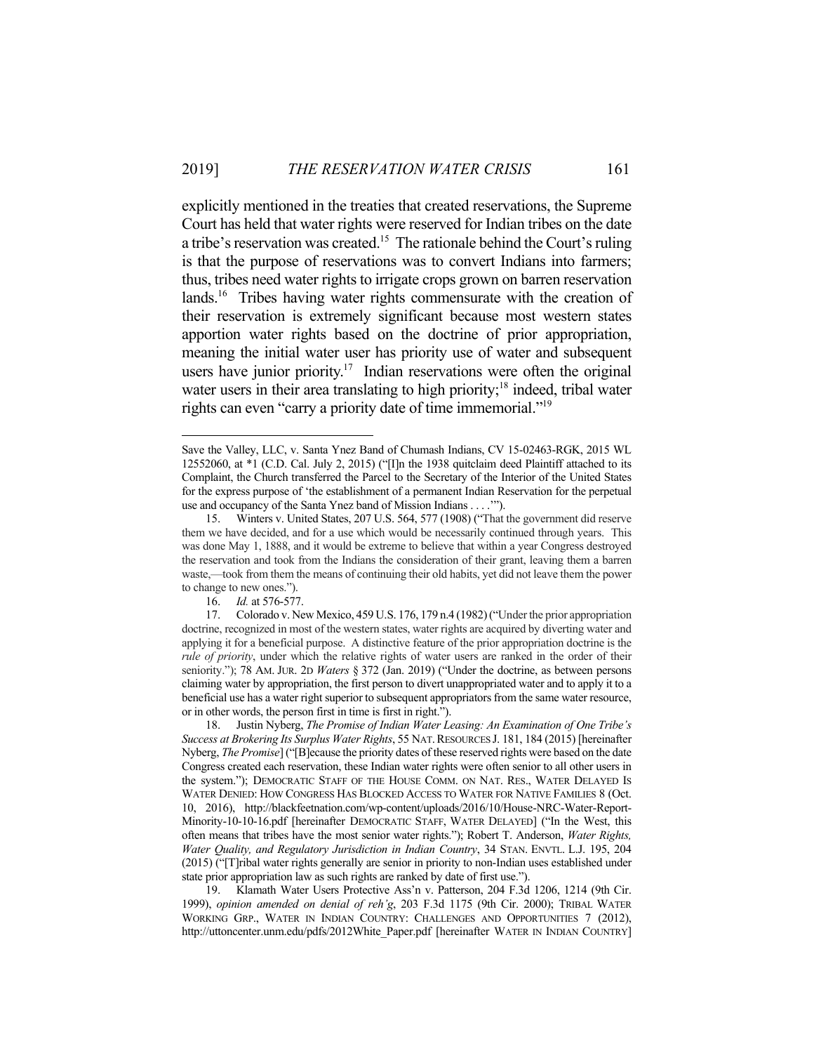explicitly mentioned in the treaties that created reservations, the Supreme Court has held that water rights were reserved for Indian tribes on the date a tribe's reservation was created.[15] The rationale behind the Court's ruling is that the purpose of reservations was to convert Indians into farmers; thus, tribes need water rights to irrigate crops grown on barren reservation lands.[16] Tribes having water rights commensurate with the creation of their reservation is extremely significant because most western states apportion water rights based on the doctrine of prior appropriation, meaning the initial water user has priority use of water and subsequent users have junior priority.[17] Indian reservations were often the original water users in their area translating to high priority;[18] indeed, tribal water rights can even "carry a priority date of time immemorial."[19]

---

Save the Valley, LLC, v. Santa Ynez Band of Chumash Indians, CV 15-02463-RGK, 2015 WL 12552060, at *1 (C.D. Cal. July 2, 2015) ("[I]n the 1938 quitclaim deed Plaintiff attached to its Complaint, the Church transferred the Parcel to the Secretary of the Interior of the United States for the express purpose of 'the establishment of a permanent Indian Reservation for the perpetual use and occupancy of the Santa Ynez band of Mission Indians . . . .'").

15. Winters v. United States, 207 U.S. 564, 577 (1908) ("That the government did reserve them we have decided, and for a use which would be necessarily continued through years. This was done May 1, 1888, and it would be extreme to believe that within a year Congress destroyed the reservation and took from the Indians the consideration of their grant, leaving them a barren waste,—took from them the means of continuing their old habits, yet did not leave them the power to change to new ones.").

16. *Id.* at 576-577.

17. Colorado v. New Mexico, 459 U.S. 176, 179 n.4 (1982) ("Under the prior appropriation doctrine, recognized in most of the western states, water rights are acquired by diverting water and applying it for a beneficial purpose. A distinctive feature of the prior appropriation doctrine is the *rule of priority*, under which the relative rights of water users are ranked in the order of their seniority."); 78 AM. JUR. 2D *Waters* § 372 (Jan. 2019) ("Under the doctrine, as between persons claiming water by appropriation, the first person to divert unappropriated water and to apply it to a beneficial use has a water right superior to subsequent appropriators from the same water resource, or in other words, the person first in time is first in right.").

18. Justin Nyberg, *The Promise of Indian Water Leasing: An Examination of One Tribe's Success at Brokering Its Surplus Water Rights*, 55 NAT. RESOURCES J. 181, 184 (2015) [hereinafter Nyberg, *The Promise*] ("[B]ecause the priority dates of these reserved rights were based on the date Congress created each reservation, these Indian water rights were often senior to all other users in the system."); DEMOCRATIC STAFF OF THE HOUSE COMM. ON NAT. RES., WATER DELAYED IS WATER DENIED: HOW CONGRESS HAS BLOCKED ACCESS TO WATER FOR NATIVE FAMILIES 8 (Oct. 10, 2016), http://blackfeetnation.com/wp-content/uploads/2016/10/House-NRC-Water-Report-Minority-10-10-16.pdf [hereinafter DEMOCRATIC STAFF, WATER DELAYED] ("In the West, this often means that tribes have the most senior water rights."); Robert T. Anderson, *Water Rights, Water Quality, and Regulatory Jurisdiction in Indian Country*, 34 STAN. ENVTL. L.J. 195, 204 (2015) ("[T]ribal water rights generally are senior in priority to non-Indian uses established under state prior appropriation law as such rights are ranked by date of first use.").

19. Klamath Water Users Protective Ass'n v. Patterson, 204 F.3d 1206, 1214 (9th Cir. 1999), *opinion amended on denial of reh'g*, 203 F.3d 1175 (9th Cir. 2000); TRIBAL WATER WORKING GRP., WATER IN INDIAN COUNTRY: CHALLENGES AND OPPORTUNITIES 7 (2012), http://uttoncenter.unm.edu/pdfs/2012White_Paper.pdf [hereinafter WATER IN INDIAN COUNTRY]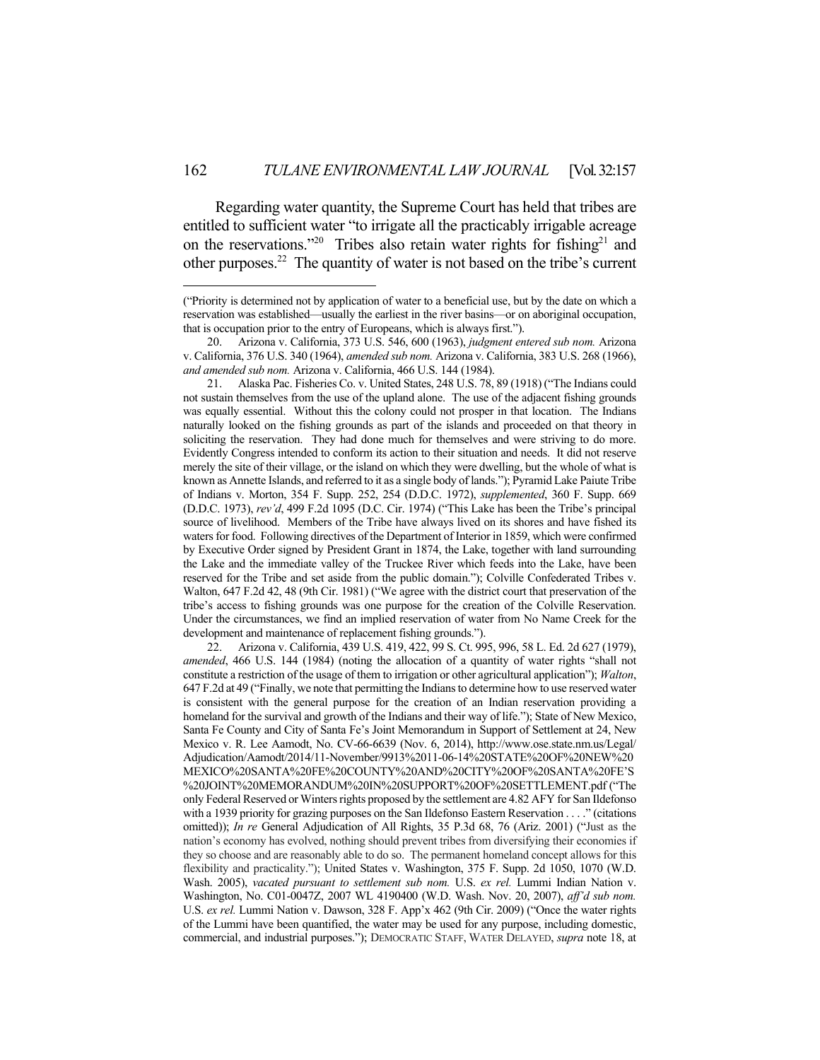Regarding water quantity, the Supreme Court has held that tribes are entitled to sufficient water "to irrigate all the practicably irrigable acreage on the reservations."[20] Tribes also retain water rights for fishing[21] and other purposes.[22] The quantity of water is not based on the tribe's current

---

("Priority is determined not by application of water to a beneficial use, but by the date on which a reservation was established—usually the earliest in the river basins—or on aboriginal occupation, that is occupation prior to the entry of Europeans, which is always first.").

20. Arizona v. California, 373 U.S. 546, 600 (1963), *judgment entered sub nom.* Arizona v. California, 376 U.S. 340 (1964), *amended sub nom.* Arizona v. California, 383 U.S. 268 (1966), *and amended sub nom.* Arizona v. California, 466 U.S. 144 (1984).

21. Alaska Pac. Fisheries Co. v. United States, 248 U.S. 78, 89 (1918) ("The Indians could not sustain themselves from the use of the upland alone. The use of the adjacent fishing grounds was equally essential. Without this the colony could not prosper in that location. The Indians naturally looked on the fishing grounds as part of the islands and proceeded on that theory in soliciting the reservation. They had done much for themselves and were striving to do more. Evidently Congress intended to conform its action to their situation and needs. It did not reserve merely the site of their village, or the island on which they were dwelling, but the whole of what is known as Annette Islands, and referred to it as a single body of lands."); Pyramid Lake Paiute Tribe of Indians v. Morton, 354 F. Supp. 252, 254 (D.D.C. 1972), *supplemented*, 360 F. Supp. 669 (D.D.C. 1973), *rev'd*, 499 F.2d 1095 (D.C. Cir. 1974) ("This Lake has been the Tribe's principal source of livelihood. Members of the Tribe have always lived on its shores and have fished its waters for food. Following directives of the Department of Interior in 1859, which were confirmed by Executive Order signed by President Grant in 1874, the Lake, together with land surrounding the Lake and the immediate valley of the Truckee River which feeds into the Lake, have been reserved for the Tribe and set aside from the public domain."); Colville Confederated Tribes v. Walton, 647 F.2d 42, 48 (9th Cir. 1981) ("We agree with the district court that preservation of the tribe's access to fishing grounds was one purpose for the creation of the Colville Reservation. Under the circumstances, we find an implied reservation of water from No Name Creek for the development and maintenance of replacement fishing grounds.").

22. Arizona v. California, 439 U.S. 419, 422, 99 S. Ct. 995, 996, 58 L. Ed. 2d 627 (1979), *amended*, 466 U.S. 144 (1984) (noting the allocation of a quantity of water rights "shall not constitute a restriction of the usage of them to irrigation or other agricultural application"); *Walton*, 647 F.2d at 49 ("Finally, we note that permitting the Indians to determine how to use reserved water is consistent with the general purpose for the creation of an Indian reservation providing a homeland for the survival and growth of the Indians and their way of life."); State of New Mexico, Santa Fe County and City of Santa Fe's Joint Memorandum in Support of Settlement at 24, New Mexico v. R. Lee Aamodt, No. CV-66-6639 (Nov. 6, 2014), http://www.ose.state.nm.us/Legal/Adjudication/Aamodt/2014/11-November/9913%2011-06-14%20STATE%20OF%20NEW%20MEXICO%20SANTA%20FE%20COUNTY%20AND%20CITY%20OF%20SANTA%20FE'S%20JOINT%20MEMORANDUM%20IN%20SUPPORT%20OF%20SETTLEMENT.pdf ("The only Federal Reserved or Winters rights proposed by the settlement are 4.82 AFY for San Ildefonso with a 1939 priority for grazing purposes on the San Ildefonso Eastern Reservation . . . ." (citations omitted)); *In re* General Adjudication of All Rights, 35 P.3d 68, 76 (Ariz. 2001) ("Just as the nation's economy has evolved, nothing should prevent tribes from diversifying their economies if they so choose and are reasonably able to do so. The permanent homeland concept allows for this flexibility and practicality."); United States v. Washington, 375 F. Supp. 2d 1050, 1070 (W.D. Wash. 2005), *vacated pursuant to settlement sub nom.* U.S. *ex rel.* Lummi Indian Nation v. Washington, No. C01-0047Z, 2007 WL 4190400 (W.D. Wash. Nov. 20, 2007), *aff'd sub nom.* U.S. *ex rel.* Lummi Nation v. Dawson, 328 F. App'x 462 (9th Cir. 2009) ("Once the water rights of the Lummi have been quantified, the water may be used for any purpose, including domestic, commercial, and industrial purposes."); DEMOCRATIC STAFF, WATER DELAYED, *supra* note 18, at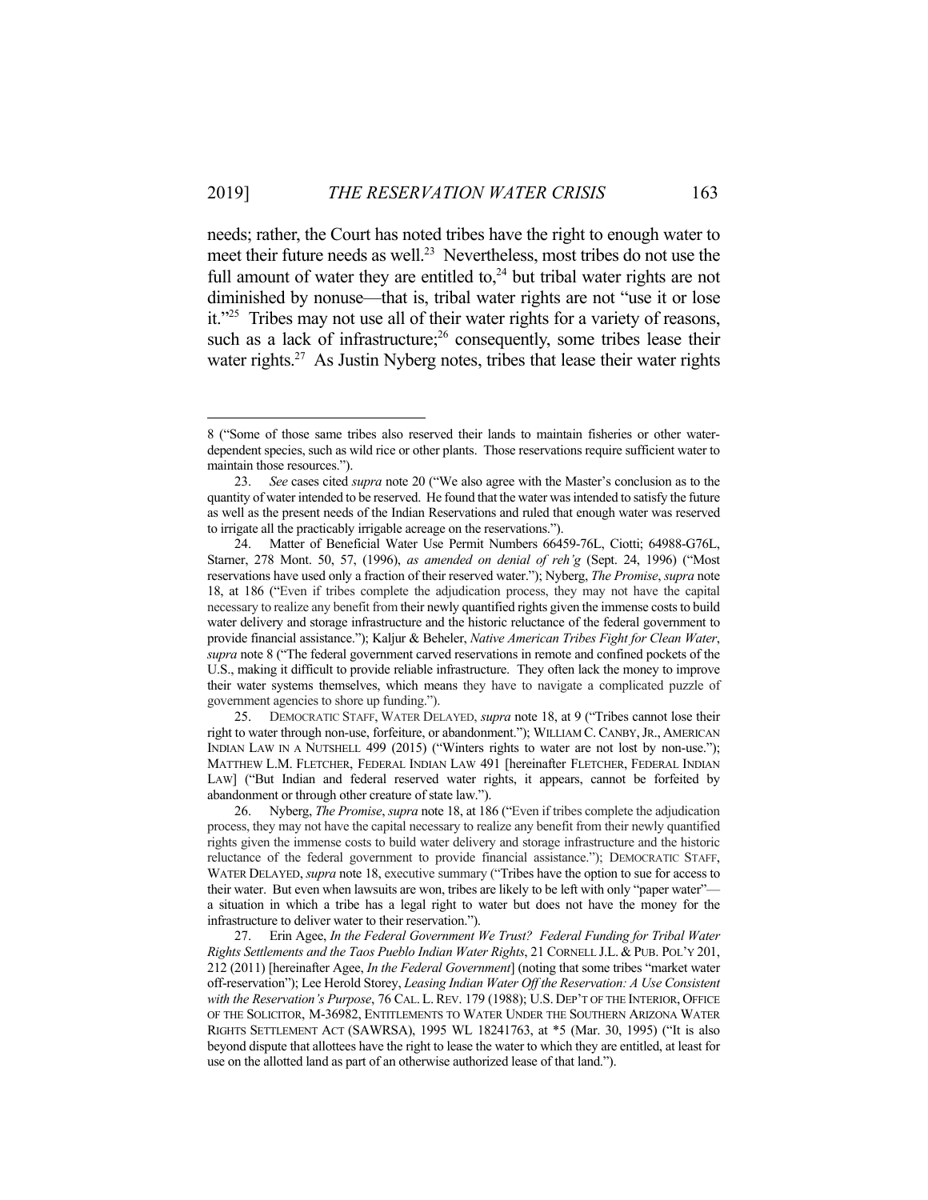needs; rather, the Court has noted tribes have the right to enough water to meet their future needs as well.[23] Nevertheless, most tribes do not use the full amount of water they are entitled to,[24] but tribal water rights are not diminished by nonuse—that is, tribal water rights are not "use it or lose it."[25] Tribes may not use all of their water rights for a variety of reasons, such as a lack of infrastructure;[26] consequently, some tribes lease their water rights.[27] As Justin Nyberg notes, tribes that lease their water rights

---

8 ("Some of those same tribes also reserved their lands to maintain fisheries or other water-dependent species, such as wild rice or other plants. Those reservations require sufficient water to maintain those resources.").

23. *See* cases cited *supra* note 20 ("We also agree with the Master's conclusion as to the quantity of water intended to be reserved. He found that the water was intended to satisfy the future as well as the present needs of the Indian Reservations and ruled that enough water was reserved to irrigate all the practicably irrigable acreage on the reservations.").

24. Matter of Beneficial Water Use Permit Numbers 66459-76L, Ciotti; 64988-G76L, Starner, 278 Mont. 50, 57, (1996), *as amended on denial of reh'g* (Sept. 24, 1996) ("Most reservations have used only a fraction of their reserved water."); Nyberg, *The Promise*, *supra* note 18, at 186 ("Even if tribes complete the adjudication process, they may not have the capital necessary to realize any benefit from their newly quantified rights given the immense costs to build water delivery and storage infrastructure and the historic reluctance of the federal government to provide financial assistance."); Kaljur & Beheler, *Native American Tribes Fight for Clean Water*, *supra* note 8 ("The federal government carved reservations in remote and confined pockets of the U.S., making it difficult to provide reliable infrastructure. They often lack the money to improve their water systems themselves, which means they have to navigate a complicated puzzle of government agencies to shore up funding.").

25. DEMOCRATIC STAFF, WATER DELAYED, *supra* note 18, at 9 ("Tribes cannot lose their right to water through non-use, forfeiture, or abandonment."); WILLIAM C. CANBY, JR., AMERICAN INDIAN LAW IN A NUTSHELL 499 (2015) ("Winters rights to water are not lost by non-use."); MATTHEW L.M. FLETCHER, FEDERAL INDIAN LAW 491 [hereinafter FLETCHER, FEDERAL INDIAN LAW] ("But Indian and federal reserved water rights, it appears, cannot be forfeited by abandonment or through other creature of state law.").

26. Nyberg, *The Promise*, *supra* note 18, at 186 ("Even if tribes complete the adjudication process, they may not have the capital necessary to realize any benefit from their newly quantified rights given the immense costs to build water delivery and storage infrastructure and the historic reluctance of the federal government to provide financial assistance."); DEMOCRATIC STAFF, WATER DELAYED, *supra* note 18, executive summary ("Tribes have the option to sue for access to their water. But even when lawsuits are won, tribes are likely to be left with only "paper water"—a situation in which a tribe has a legal right to water but does not have the money for the infrastructure to deliver water to their reservation.").

27. Erin Agee, *In the Federal Government We Trust? Federal Funding for Tribal Water Rights Settlements and the Taos Pueblo Indian Water Rights*, 21 CORNELL J.L. & PUB. POL'Y 201, 212 (2011) [hereinafter Agee, *In the Federal Government*] (noting that some tribes "market water off-reservation"); Lee Herold Storey, *Leasing Indian Water Off the Reservation: A Use Consistent with the Reservation's Purpose*, 76 CAL. L. REV. 179 (1988); U.S. DEP'T OF THE INTERIOR, OFFICE OF THE SOLICITOR, M-36982, ENTITLEMENTS TO WATER UNDER THE SOUTHERN ARIZONA WATER RIGHTS SETTLEMENT ACT (SAWRSA), 1995 WL 18241763, at *5 (Mar. 30, 1995) ("It is also beyond dispute that allottees have the right to lease the water to which they are entitled, at least for use on the allotted land as part of an otherwise authorized lease of that land.").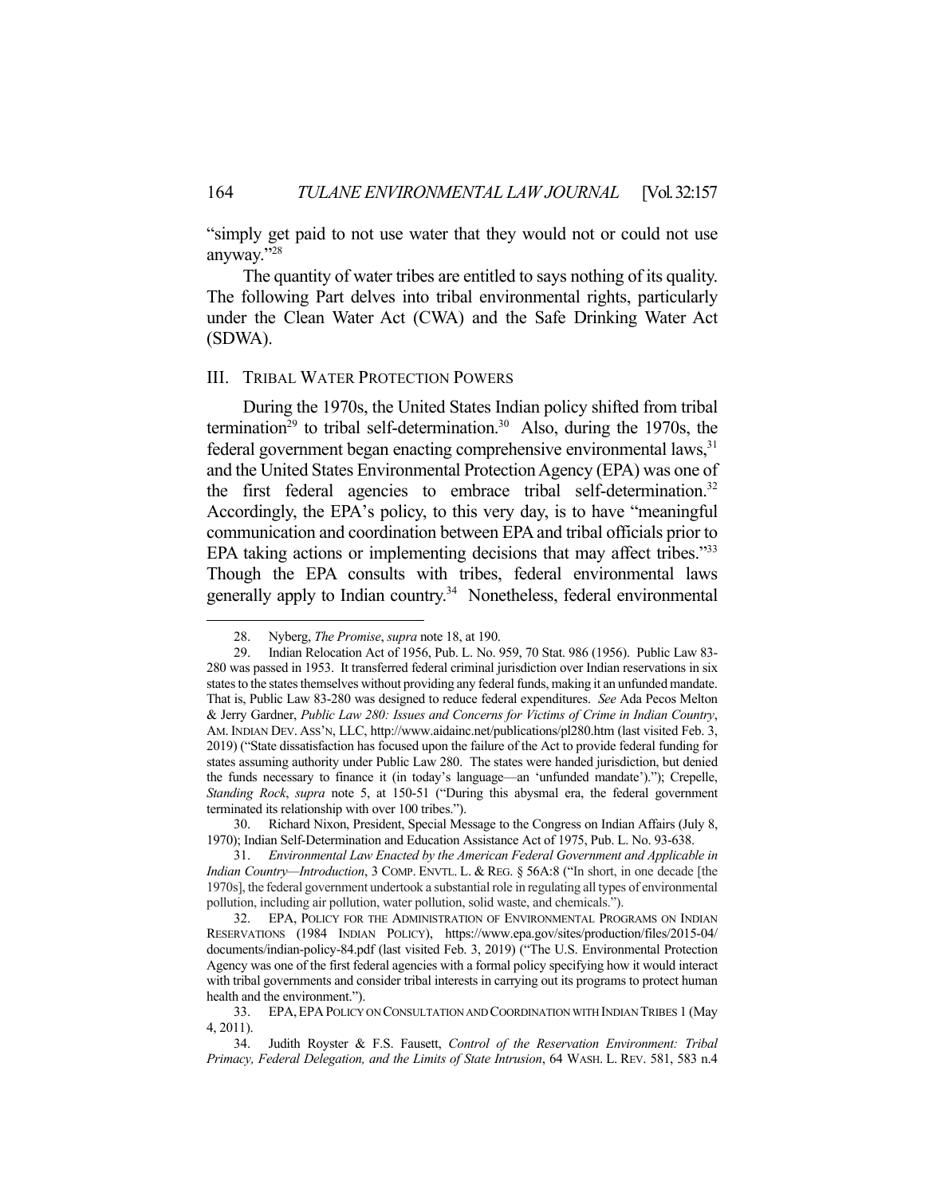"simply get paid to not use water that they would not or could not use anyway."[28]

The quantity of water tribes are entitled to says nothing of its quality. The following Part delves into tribal environmental rights, particularly under the Clean Water Act (CWA) and the Safe Drinking Water Act (SDWA).

## III. Tribal Water Protection Powers

During the 1970s, the United States Indian policy shifted from tribal termination[29] to tribal self-determination.[30] Also, during the 1970s, the federal government began enacting comprehensive environmental laws,[31] and the United States Environmental Protection Agency (EPA) was one of the first federal agencies to embrace tribal self-determination.[32] Accordingly, the EPA's policy, to this very day, is to have "meaningful communication and coordination between EPA and tribal officials prior to EPA taking actions or implementing decisions that may affect tribes."[33] Though the EPA consults with tribes, federal environmental laws generally apply to Indian country.[34] Nonetheless, federal environmental

---

28. Nyberg, *The Promise*, *supra* note 18, at 190.

29. Indian Relocation Act of 1956, Pub. L. No. 959, 70 Stat. 986 (1956). Public Law 83-280 was passed in 1953. It transferred federal criminal jurisdiction over Indian reservations in six states to the states themselves without providing any federal funds, making it an unfunded mandate. That is, Public Law 83-280 was designed to reduce federal expenditures. *See* Ada Pecos Melton & Jerry Gardner, *Public Law 280: Issues and Concerns for Victims of Crime in Indian Country*, AM. INDIAN DEV. ASS'N, LLC, http://www.aidainc.net/publications/pl280.htm (last visited Feb. 3, 2019) ("State dissatisfaction has focused upon the failure of the Act to provide federal funding for states assuming authority under Public Law 280. The states were handed jurisdiction, but denied the funds necessary to finance it (in today's language—an 'unfunded mandate')."); Crepelle, *Standing Rock*, *supra* note 5, at 150-51 ("During this abysmal era, the federal government terminated its relationship with over 100 tribes.").

30. Richard Nixon, President, Special Message to the Congress on Indian Affairs (July 8, 1970); Indian Self-Determination and Education Assistance Act of 1975, Pub. L. No. 93-638.

31. *Environmental Law Enacted by the American Federal Government and Applicable in Indian Country—Introduction*, 3 COMP. ENVTL. L. & REG. § 56A:8 ("In short, in one decade [the 1970s], the federal government undertook a substantial role in regulating all types of environmental pollution, including air pollution, water pollution, solid waste, and chemicals.").

32. EPA, POLICY FOR THE ADMINISTRATION OF ENVIRONMENTAL PROGRAMS ON INDIAN RESERVATIONS (1984 INDIAN POLICY), https://www.epa.gov/sites/production/files/2015-04/documents/indian-policy-84.pdf (last visited Feb. 3, 2019) ("The U.S. Environmental Protection Agency was one of the first federal agencies with a formal policy specifying how it would interact with tribal governments and consider tribal interests in carrying out its programs to protect human health and the environment.").

33. EPA, EPA POLICY ON CONSULTATION AND COORDINATION WITH INDIAN TRIBES 1 (May 4, 2011).

34. Judith Royster & F.S. Fausett, *Control of the Reservation Environment: Tribal Primacy, Federal Delegation, and the Limits of State Intrusion*, 64 WASH. L. REV. 581, 583 n.4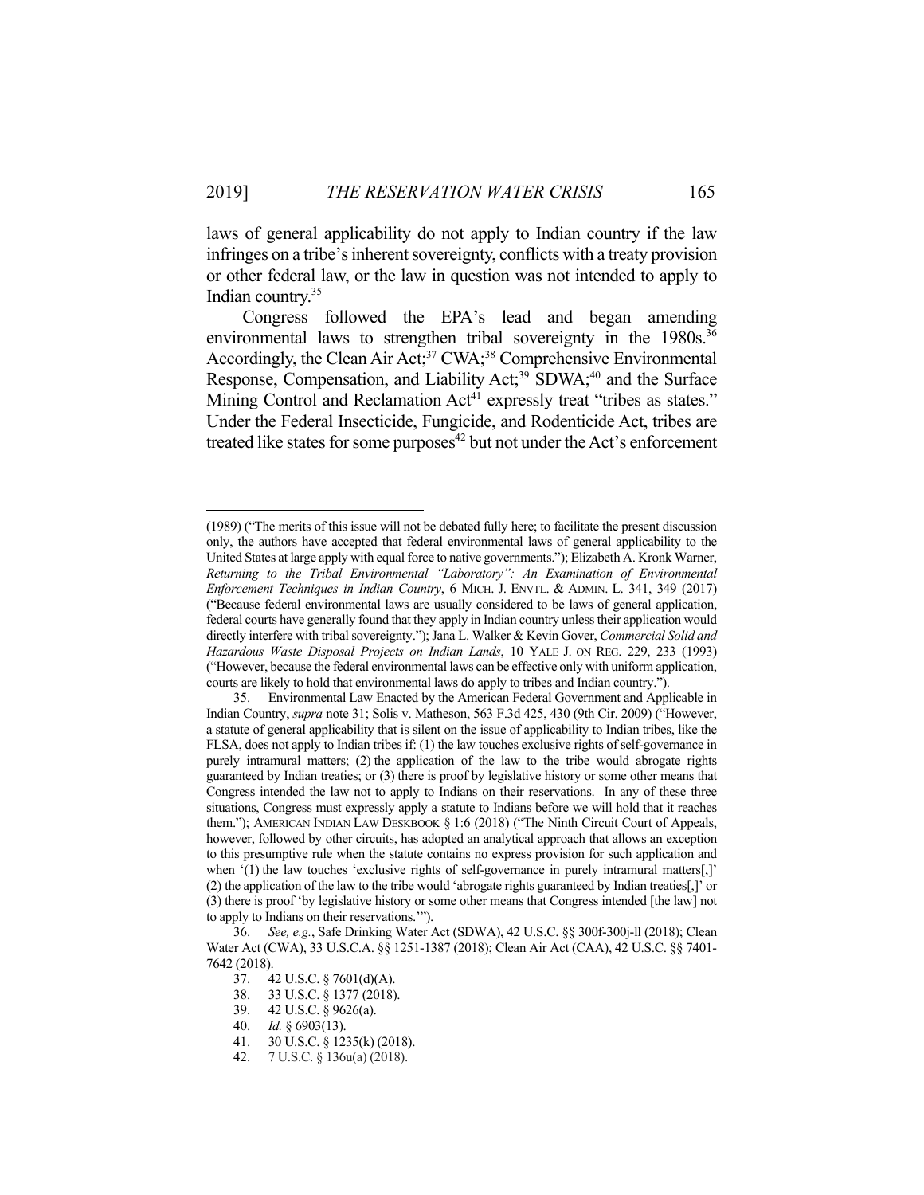laws of general applicability do not apply to Indian country if the law infringes on a tribe's inherent sovereignty, conflicts with a treaty provision or other federal law, or the law in question was not intended to apply to Indian country.[35]

Congress followed the EPA's lead and began amending environmental laws to strengthen tribal sovereignty in the 1980s.[36] Accordingly, the Clean Air Act;[37] CWA;[38] Comprehensive Environmental Response, Compensation, and Liability Act;[39] SDWA;[40] and the Surface Mining Control and Reclamation Act[41] expressly treat "tribes as states." Under the Federal Insecticide, Fungicide, and Rodenticide Act, tribes are treated like states for some purposes[42] but not under the Act's enforcement

---

(1989) ("The merits of this issue will not be debated fully here; to facilitate the present discussion only, the authors have accepted that federal environmental laws of general applicability to the United States at large apply with equal force to native governments."); Elizabeth A. Kronk Warner, *Returning to the Tribal Environmental "Laboratory": An Examination of Environmental Enforcement Techniques in Indian Country*, 6 MICH. J. ENVTL. & ADMIN. L. 341, 349 (2017) ("Because federal environmental laws are usually considered to be laws of general application, federal courts have generally found that they apply in Indian country unless their application would directly interfere with tribal sovereignty."); Jana L. Walker & Kevin Gover, *Commercial Solid and Hazardous Waste Disposal Projects on Indian Lands*, 10 YALE J. ON REG. 229, 233 (1993) ("However, because the federal environmental laws can be effective only with uniform application, courts are likely to hold that environmental laws do apply to tribes and Indian country.").

35. Environmental Law Enacted by the American Federal Government and Applicable in Indian Country, *supra* note 31; Solis v. Matheson, 563 F.3d 425, 430 (9th Cir. 2009) ("However, a statute of general applicability that is silent on the issue of applicability to Indian tribes, like the FLSA, does not apply to Indian tribes if: (1) the law touches exclusive rights of self-governance in purely intramural matters; (2) the application of the law to the tribe would abrogate rights guaranteed by Indian treaties; or (3) there is proof by legislative history or some other means that Congress intended the law not to apply to Indians on their reservations. In any of these three situations, Congress must expressly apply a statute to Indians before we will hold that it reaches them."); AMERICAN INDIAN LAW DESKBOOK § 1:6 (2018) ("The Ninth Circuit Court of Appeals, however, followed by other circuits, has adopted an analytical approach that allows an exception to this presumptive rule when the statute contains no express provision for such application and when '(1) the law touches 'exclusive rights of self-governance in purely intramural matters[,]' (2) the application of the law to the tribe would 'abrogate rights guaranteed by Indian treaties[,]' or (3) there is proof 'by legislative history or some other means that Congress intended [the law] not to apply to Indians on their reservations.'").

36. *See, e.g.*, Safe Drinking Water Act (SDWA), 42 U.S.C. §§ 300f-300j-ll (2018); Clean Water Act (CWA), 33 U.S.C.A. §§ 1251-1387 (2018); Clean Air Act (CAA), 42 U.S.C. §§ 7401-7642 (2018).

37. 42 U.S.C. § 7601(d)(A).

38. 33 U.S.C. § 1377 (2018).

39. 42 U.S.C. § 9626(a).

40. *Id.* § 6903(13).

41. 30 U.S.C. § 1235(k) (2018).

42. 7 U.S.C. § 136u(a) (2018).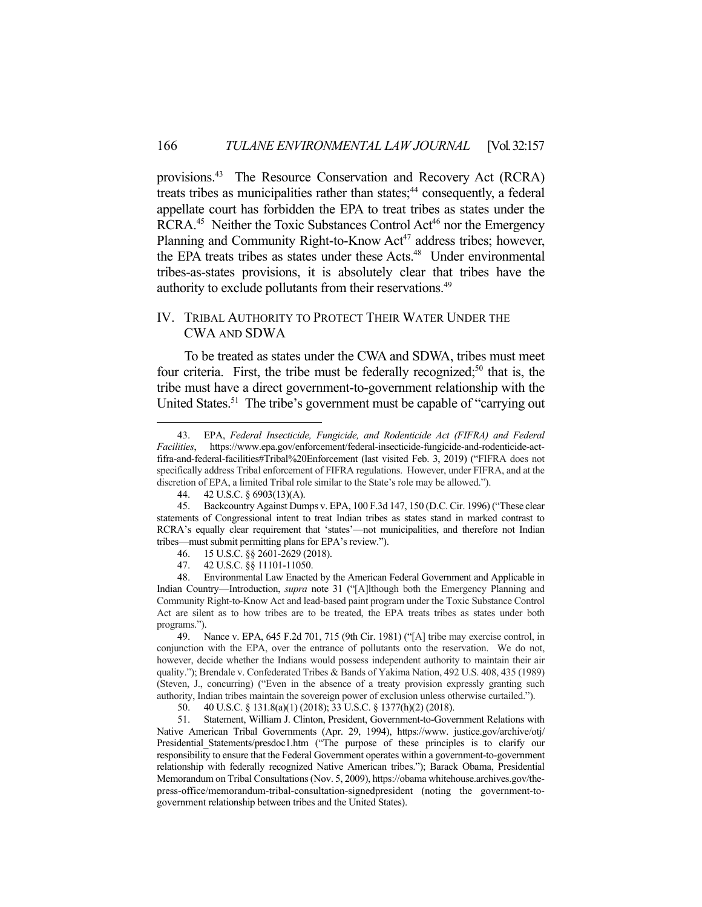provisions.[43] The Resource Conservation and Recovery Act (RCRA) treats tribes as municipalities rather than states;[44] consequently, a federal appellate court has forbidden the EPA to treat tribes as states under the RCRA.[45] Neither the Toxic Substances Control Act[46] nor the Emergency Planning and Community Right-to-Know Act[47] address tribes; however, the EPA treats tribes as states under these Acts.[48] Under environmental tribes-as-states provisions, it is absolutely clear that tribes have the authority to exclude pollutants from their reservations.[49]

## IV. Tribal Authority to Protect Their Water Under the CWA and SDWA

To be treated as states under the CWA and SDWA, tribes must meet four criteria. First, the tribe must be federally recognized;[50] that is, the tribe must have a direct government-to-government relationship with the United States.[51] The tribe's government must be capable of "carrying out

---

43. EPA, *Federal Insecticide, Fungicide, and Rodenticide Act (FIFRA) and Federal Facilities*, https://www.epa.gov/enforcement/federal-insecticide-fungicide-and-rodenticide-act-fifra-and-federal-facilities#Tribal%20Enforcement (last visited Feb. 3, 2019) ("FIFRA does not specifically address Tribal enforcement of FIFRA regulations. However, under FIFRA, and at the discretion of EPA, a limited Tribal role similar to the State's role may be allowed.").

44. 42 U.S.C. § 6903(13)(A).

45. Backcountry Against Dumps v. EPA, 100 F.3d 147, 150 (D.C. Cir. 1996) ("These clear statements of Congressional intent to treat Indian tribes as states stand in marked contrast to RCRA's equally clear requirement that 'states'—not municipalities, and therefore not Indian tribes—must submit permitting plans for EPA's review.").

46. 15 U.S.C. §§ 2601-2629 (2018).

47. 42 U.S.C. §§ 11101-11050.

48. Environmental Law Enacted by the American Federal Government and Applicable in Indian Country—Introduction, *supra* note 31 ("[A]lthough both the Emergency Planning and Community Right-to-Know Act and lead-based paint program under the Toxic Substance Control Act are silent as to how tribes are to be treated, the EPA treats tribes as states under both programs.").

49. Nance v. EPA, 645 F.2d 701, 715 (9th Cir. 1981) ("[A] tribe may exercise control, in conjunction with the EPA, over the entrance of pollutants onto the reservation. We do not, however, decide whether the Indians would possess independent authority to maintain their air quality."); Brendale v. Confederated Tribes & Bands of Yakima Nation, 492 U.S. 408, 435 (1989) (Steven, J., concurring) ("Even in the absence of a treaty provision expressly granting such authority, Indian tribes maintain the sovereign power of exclusion unless otherwise curtailed.").

50. 40 U.S.C. § 131.8(a)(1) (2018); 33 U.S.C. § 1377(h)(2) (2018).

51. Statement, William J. Clinton, President, Government-to-Government Relations with Native American Tribal Governments (Apr. 29, 1994), https://www. justice.gov/archive/otj/Presidential_Statements/presdoc1.htm ("The purpose of these principles is to clarify our responsibility to ensure that the Federal Government operates within a government-to-government relationship with federally recognized Native American tribes."); Barack Obama, Presidential Memorandum on Tribal Consultations (Nov. 5, 2009), https://obama whitehouse.archives.gov/the-press-office/memorandum-tribal-consultation-signedpresident (noting the government-to-government relationship between tribes and the United States).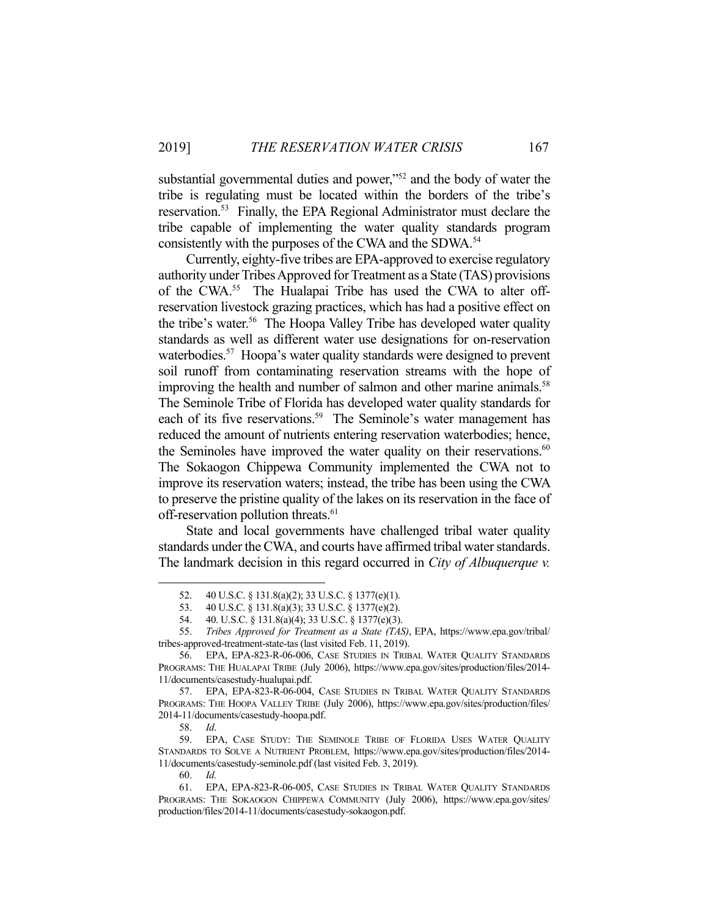substantial governmental duties and power,"[52] and the body of water the tribe is regulating must be located within the borders of the tribe's reservation.[53] Finally, the EPA Regional Administrator must declare the tribe capable of implementing the water quality standards program consistently with the purposes of the CWA and the SDWA.[54]

Currently, eighty-five tribes are EPA-approved to exercise regulatory authority under Tribes Approved for Treatment as a State (TAS) provisions of the CWA.[55] The Hualapai Tribe has used the CWA to alter off-reservation livestock grazing practices, which has had a positive effect on the tribe's water.[56] The Hoopa Valley Tribe has developed water quality standards as well as different water use designations for on-reservation waterbodies.[57] Hoopa's water quality standards were designed to prevent soil runoff from contaminating reservation streams with the hope of improving the health and number of salmon and other marine animals.[58] The Seminole Tribe of Florida has developed water quality standards for each of its five reservations.[59] The Seminole's water management has reduced the amount of nutrients entering reservation waterbodies; hence, the Seminoles have improved the water quality on their reservations.[60] The Sokaogon Chippewa Community implemented the CWA not to improve its reservation waters; instead, the tribe has been using the CWA to preserve the pristine quality of the lakes on its reservation in the face of off-reservation pollution threats.[61]

State and local governments have challenged tribal water quality standards under the CWA, and courts have affirmed tribal water standards. The landmark decision in this regard occurred in *City of Albuquerque v.*

---

52. 40 U.S.C. § 131.8(a)(2); 33 U.S.C. § 1377(e)(1).

53. 40 U.S.C. § 131.8(a)(3); 33 U.S.C. § 1377(e)(2).

54. 40. U.S.C. § 131.8(a)(4); 33 U.S.C. § 1377(e)(3).

55. *Tribes Approved for Treatment as a State (TAS)*, EPA, https://www.epa.gov/tribal/tribes-approved-treatment-state-tas (last visited Feb. 11, 2019).

56. EPA, EPA-823-R-06-006, CASE STUDIES IN TRIBAL WATER QUALITY STANDARDS PROGRAMS: THE HUALAPAI TRIBE (July 2006), https://www.epa.gov/sites/production/files/2014-11/documents/casestudy-hualupai.pdf.

57. EPA, EPA-823-R-06-004, CASE STUDIES IN TRIBAL WATER QUALITY STANDARDS PROGRAMS: THE HOOPA VALLEY TRIBE (July 2006), https://www.epa.gov/sites/production/files/2014-11/documents/casestudy-hoopa.pdf.

58. *Id*.

59. EPA, CASE STUDY: THE SEMINOLE TRIBE OF FLORIDA USES WATER QUALITY STANDARDS TO SOLVE A NUTRIENT PROBLEM, https://www.epa.gov/sites/production/files/2014-11/documents/casestudy-seminole.pdf (last visited Feb. 3, 2019).

60. *Id.*

61. EPA, EPA-823-R-06-005, CASE STUDIES IN TRIBAL WATER QUALITY STANDARDS PROGRAMS: THE SOKAOGON CHIPPEWA COMMUNITY (July 2006), https://www.epa.gov/sites/production/files/2014-11/documents/casestudy-sokaogon.pdf.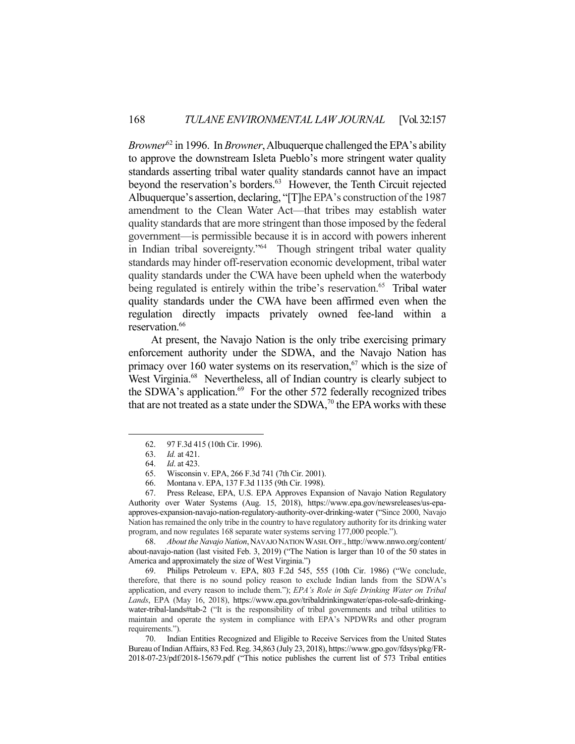*Browner*[62] in 1996. In *Browner*, Albuquerque challenged the EPA's ability to approve the downstream Isleta Pueblo's more stringent water quality standards asserting tribal water quality standards cannot have an impact beyond the reservation's borders.[63] However, the Tenth Circuit rejected Albuquerque's assertion, declaring, "[T]he EPA's construction of the 1987 amendment to the Clean Water Act—that tribes may establish water quality standards that are more stringent than those imposed by the federal government—is permissible because it is in accord with powers inherent in Indian tribal sovereignty."[64] Though stringent tribal water quality standards may hinder off-reservation economic development, tribal water quality standards under the CWA have been upheld when the waterbody being regulated is entirely within the tribe's reservation.[65] Tribal water quality standards under the CWA have been affirmed even when the regulation directly impacts privately owned fee-land within a reservation.[66]

At present, the Navajo Nation is the only tribe exercising primary enforcement authority under the SDWA, and the Navajo Nation has primacy over 160 water systems on its reservation,[67] which is the size of West Virginia.[68] Nevertheless, all of Indian country is clearly subject to the SDWA's application.[69] For the other 572 federally recognized tribes that are not treated as a state under the SDWA,[70] the EPA works with these

---

62. 97 F.3d 415 (10th Cir. 1996).

63. *Id.* at 421.

64. *Id*. at 423.

65. Wisconsin v. EPA, 266 F.3d 741 (7th Cir. 2001).

66. Montana v. EPA, 137 F.3d 1135 (9th Cir. 1998).

67. Press Release, EPA, U.S. EPA Approves Expansion of Navajo Nation Regulatory Authority over Water Systems (Aug. 15, 2018), https://www.epa.gov/newsreleases/us-epa-approves-expansion-navajo-nation-regulatory-authority-over-drinking-water ("Since 2000, Navajo Nation has remained the only tribe in the country to have regulatory authority for its drinking water program, and now regulates 168 separate water systems serving 177,000 people.").

68. *About the Navajo Nation*, NAVAJO NATION WASH. OFF., http://www.nnwo.org/content/about-navajo-nation (last visited Feb. 3, 2019) ("The Nation is larger than 10 of the 50 states in America and approximately the size of West Virginia.")

69. Philips Petroleum v. EPA, 803 F.2d 545, 555 (10th Cir. 1986) ("We conclude, therefore, that there is no sound policy reason to exclude Indian lands from the SDWA's application, and every reason to include them."); *EPA's Role in Safe Drinking Water on Tribal Lands*, EPA (May 16, 2018), https://www.epa.gov/tribaldrinkingwater/epas-role-safe-drinking-water-tribal-lands#tab-2 ("It is the responsibility of tribal governments and tribal utilities to maintain and operate the system in compliance with EPA's NPDWRs and other program requirements.").

70. Indian Entities Recognized and Eligible to Receive Services from the United States Bureau of Indian Affairs, 83 Fed. Reg. 34,863 (July 23, 2018), https://www.gpo.gov/fdsys/pkg/FR-2018-07-23/pdf/2018-15679.pdf ("This notice publishes the current list of 573 Tribal entities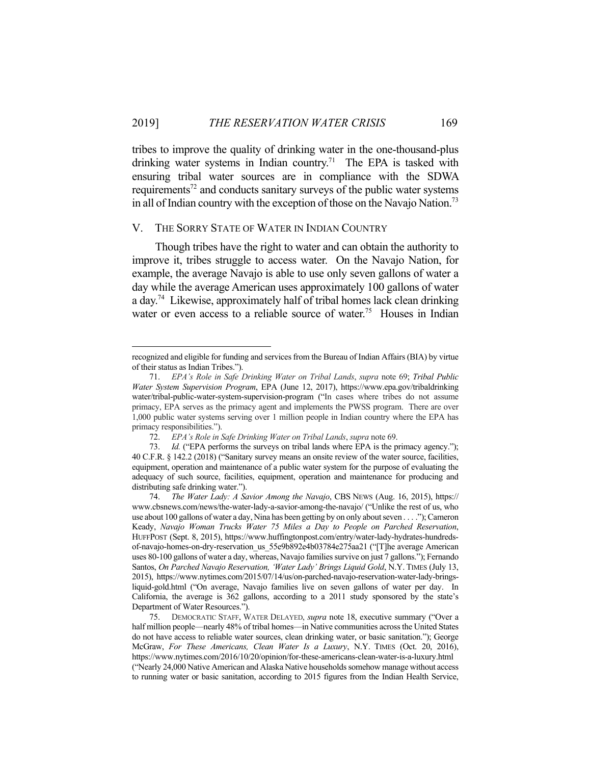tribes to improve the quality of drinking water in the one-thousand-plus drinking water systems in Indian country.[71] The EPA is tasked with ensuring tribal water sources are in compliance with the SDWA requirements[72] and conducts sanitary surveys of the public water systems in all of Indian country with the exception of those on the Navajo Nation.[73]

## V. THE SORRY STATE OF WATER IN INDIAN COUNTRY

Though tribes have the right to water and can obtain the authority to improve it, tribes struggle to access water. On the Navajo Nation, for example, the average Navajo is able to use only seven gallons of water a day while the average American uses approximately 100 gallons of water a day.[74] Likewise, approximately half of tribal homes lack clean drinking water or even access to a reliable source of water.[75] Houses in Indian

---

recognized and eligible for funding and services from the Bureau of Indian Affairs (BIA) by virtue of their status as Indian Tribes.").

71. *EPA's Role in Safe Drinking Water on Tribal Lands*, *supra* note 69; *Tribal Public Water System Supervision Program*, EPA (June 12, 2017), https://www.epa.gov/tribaldrinking water/tribal-public-water-system-supervision-program ("In cases where tribes do not assume primacy, EPA serves as the primacy agent and implements the PWSS program. There are over 1,000 public water systems serving over 1 million people in Indian country where the EPA has primacy responsibilities.").

72. *EPA's Role in Safe Drinking Water on Tribal Lands*, *supra* note 69.

73. *Id.* ("EPA performs the surveys on tribal lands where EPA is the primacy agency."); 40 C.F.R. § 142.2 (2018) ("Sanitary survey means an onsite review of the water source, facilities, equipment, operation and maintenance of a public water system for the purpose of evaluating the adequacy of such source, facilities, equipment, operation and maintenance for producing and distributing safe drinking water.").

74. *The Water Lady: A Savior Among the Navajo*, CBS NEWS (Aug. 16, 2015), https://www.cbsnews.com/news/the-water-lady-a-savior-among-the-navajo/ ("Unlike the rest of us, who use about 100 gallons of water a day, Nina has been getting by on only about seven . . . ."); Cameron Keady, *Navajo Woman Trucks Water 75 Miles a Day to People on Parched Reservation*, HUFFPOST (Sept. 8, 2015), https://www.huffingtonpost.com/entry/water-lady-hydrates-hundreds-of-navajo-homes-on-dry-reservation_us_55e9b892e4b03784e275aa21 ("[T]he average American uses 80-100 gallons of water a day, whereas, Navajo families survive on just 7 gallons."); Fernando Santos, *On Parched Navajo Reservation, 'Water Lady' Brings Liquid Gold*, N.Y. TIMES (July 13, 2015), https://www.nytimes.com/2015/07/14/us/on-parched-navajo-reservation-water-lady-brings-liquid-gold.html ("On average, Navajo families live on seven gallons of water per day. In California, the average is 362 gallons, according to a 2011 study sponsored by the state's Department of Water Resources.").

75. DEMOCRATIC STAFF, WATER DELAYED, *supra* note 18, executive summary ("Over a half million people—nearly 48% of tribal homes—in Native communities across the United States do not have access to reliable water sources, clean drinking water, or basic sanitation."); George McGraw, *For These Americans, Clean Water Is a Luxury*, N.Y. TIMES (Oct. 20, 2016), https://www.nytimes.com/2016/10/20/opinion/for-these-americans-clean-water-is-a-luxury.html ("Nearly 24,000 Native American and Alaska Native households somehow manage without access to running water or basic sanitation, according to 2015 figures from the Indian Health Service,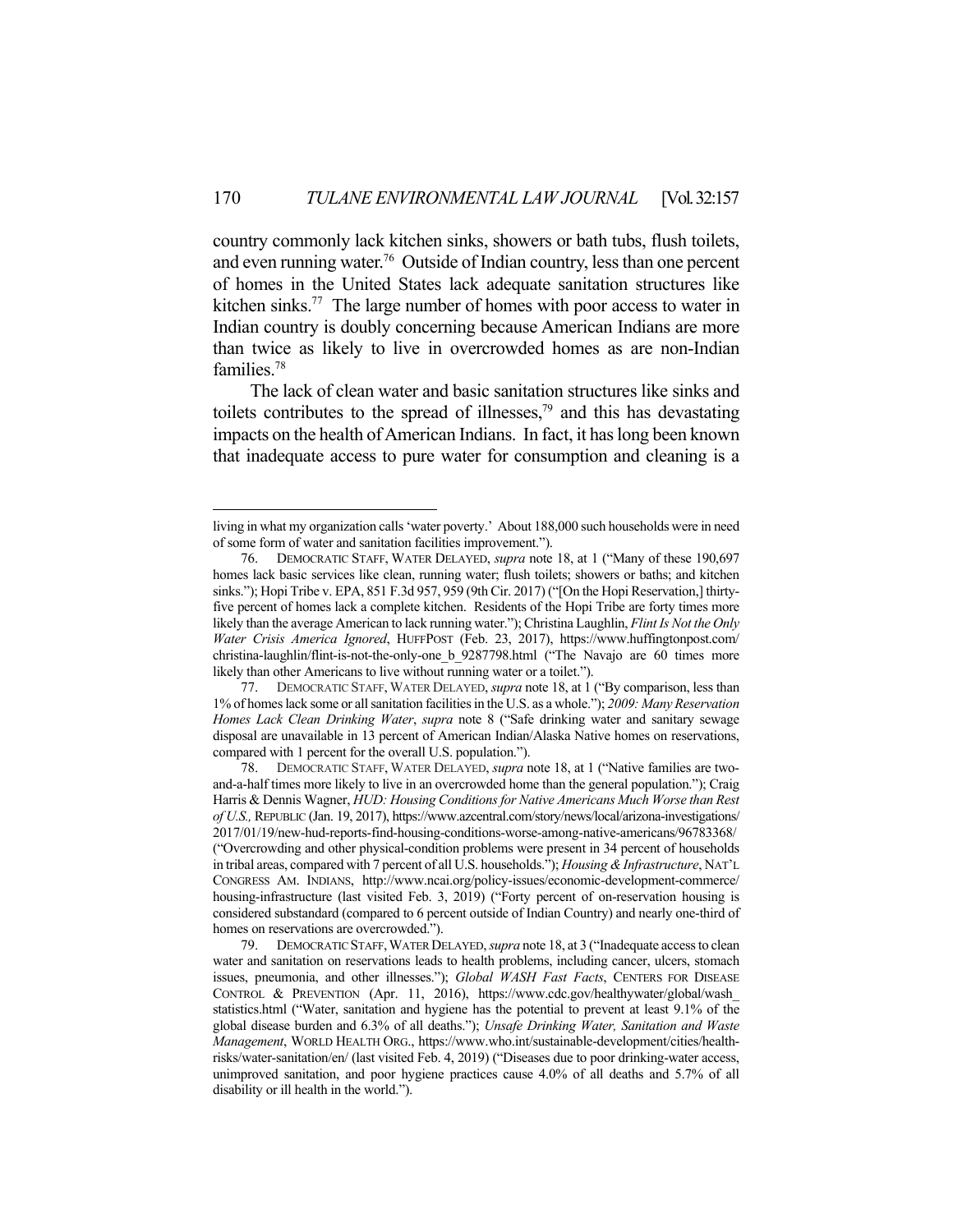country commonly lack kitchen sinks, showers or bath tubs, flush toilets, and even running water.[76] Outside of Indian country, less than one percent of homes in the United States lack adequate sanitation structures like kitchen sinks.[77] The large number of homes with poor access to water in Indian country is doubly concerning because American Indians are more than twice as likely to live in overcrowded homes as are non-Indian families.[78]

The lack of clean water and basic sanitation structures like sinks and toilets contributes to the spread of illnesses,[79] and this has devastating impacts on the health of American Indians. In fact, it has long been known that inadequate access to pure water for consumption and cleaning is a

---

living in what my organization calls 'water poverty.' About 188,000 such households were in need of some form of water and sanitation facilities improvement.").

76. DEMOCRATIC STAFF, WATER DELAYED, *supra* note 18, at 1 ("Many of these 190,697 homes lack basic services like clean, running water; flush toilets; showers or baths; and kitchen sinks."); Hopi Tribe v. EPA, 851 F.3d 957, 959 (9th Cir. 2017) ("[On the Hopi Reservation,] thirty-five percent of homes lack a complete kitchen. Residents of the Hopi Tribe are forty times more likely than the average American to lack running water."); Christina Laughlin, *Flint Is Not the Only Water Crisis America Ignored*, HUFFPOST (Feb. 23, 2017), https://www.huffingtonpost.com/christina-laughlin/flint-is-not-the-only-one_b_9287798.html ("The Navajo are 60 times more likely than other Americans to live without running water or a toilet.").

77. DEMOCRATIC STAFF, WATER DELAYED, *supra* note 18, at 1 ("By comparison, less than 1% of homes lack some or all sanitation facilities in the U.S. as a whole."); *2009: Many Reservation Homes Lack Clean Drinking Water*, *supra* note 8 ("Safe drinking water and sanitary sewage disposal are unavailable in 13 percent of American Indian/Alaska Native homes on reservations, compared with 1 percent for the overall U.S. population.").

78. DEMOCRATIC STAFF, WATER DELAYED, *supra* note 18, at 1 ("Native families are two-and-a-half times more likely to live in an overcrowded home than the general population."); Craig Harris & Dennis Wagner, *HUD: Housing Conditions for Native Americans Much Worse than Rest of U.S.,* REPUBLIC (Jan. 19, 2017), https://www.azcentral.com/story/news/local/arizona-investigations/2017/01/19/new-hud-reports-find-housing-conditions-worse-among-native-americans/96783368/ ("Overcrowding and other physical-condition problems were present in 34 percent of households in tribal areas, compared with 7 percent of all U.S. households."); *Housing & Infrastructure*, NAT'L CONGRESS AM. INDIANS, http://www.ncai.org/policy-issues/economic-development-commerce/housing-infrastructure (last visited Feb. 3, 2019) ("Forty percent of on-reservation housing is considered substandard (compared to 6 percent outside of Indian Country) and nearly one-third of homes on reservations are overcrowded.").

79. DEMOCRATIC STAFF, WATER DELAYED, *supra* note 18, at 3 ("Inadequate access to clean water and sanitation on reservations leads to health problems, including cancer, ulcers, stomach issues, pneumonia, and other illnesses."); *Global WASH Fast Facts*, CENTERS FOR DISEASE CONTROL & PREVENTION (Apr. 11, 2016), https://www.cdc.gov/healthywater/global/wash_statistics.html ("Water, sanitation and hygiene has the potential to prevent at least 9.1% of the global disease burden and 6.3% of all deaths."); *Unsafe Drinking Water, Sanitation and Waste Management*, WORLD HEALTH ORG., https://www.who.int/sustainable-development/cities/health-risks/water-sanitation/en/ (last visited Feb. 4, 2019) ("Diseases due to poor drinking-water access, unimproved sanitation, and poor hygiene practices cause 4.0% of all deaths and 5.7% of all disability or ill health in the world.").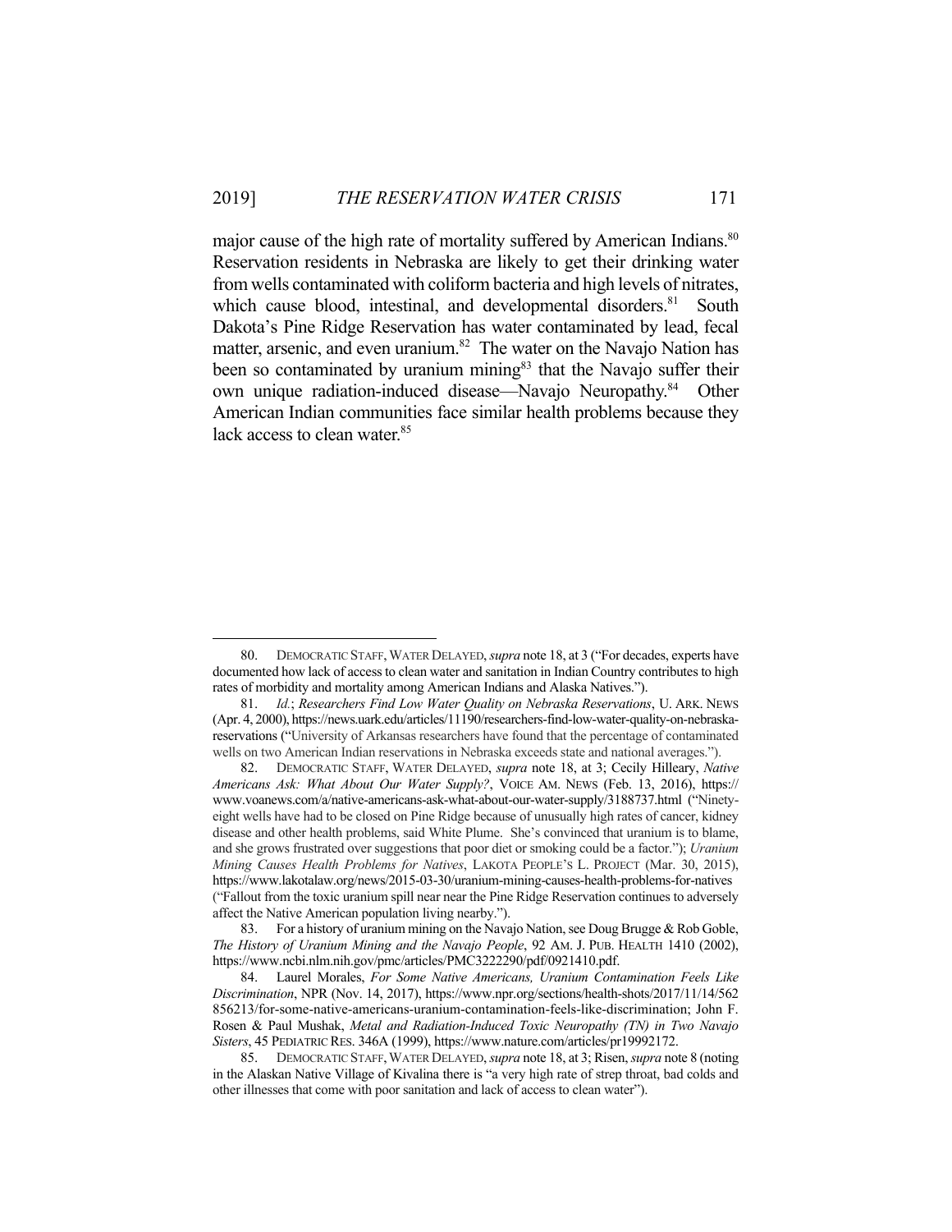major cause of the high rate of mortality suffered by American Indians.[80] Reservation residents in Nebraska are likely to get their drinking water from wells contaminated with coliform bacteria and high levels of nitrates, which cause blood, intestinal, and developmental disorders.[81] South Dakota's Pine Ridge Reservation has water contaminated by lead, fecal matter, arsenic, and even uranium.[82] The water on the Navajo Nation has been so contaminated by uranium mining[83] that the Navajo suffer their own unique radiation-induced disease—Navajo Neuropathy.[84] Other American Indian communities face similar health problems because they lack access to clean water.[85]

---

80. DEMOCRATIC STAFF, WATER DELAYED, *supra* note 18, at 3 ("For decades, experts have documented how lack of access to clean water and sanitation in Indian Country contributes to high rates of morbidity and mortality among American Indians and Alaska Natives.").

81. *Id.*; *Researchers Find Low Water Quality on Nebraska Reservations*, U. ARK. NEWS (Apr. 4, 2000), https://news.uark.edu/articles/11190/researchers-find-low-water-quality-on-nebraska-reservations ("University of Arkansas researchers have found that the percentage of contaminated wells on two American Indian reservations in Nebraska exceeds state and national averages.").

82. DEMOCRATIC STAFF, WATER DELAYED, *supra* note 18, at 3; Cecily Hilleary, *Native Americans Ask: What About Our Water Supply?*, VOICE AM. NEWS (Feb. 13, 2016), https://www.voanews.com/a/native-americans-ask-what-about-our-water-supply/3188737.html ("Ninety-eight wells have had to be closed on Pine Ridge because of unusually high rates of cancer, kidney disease and other health problems, said White Plume. She's convinced that uranium is to blame, and she grows frustrated over suggestions that poor diet or smoking could be a factor."); *Uranium Mining Causes Health Problems for Natives*, LAKOTA PEOPLE'S L. PROJECT (Mar. 30, 2015), https://www.lakotalaw.org/news/2015-03-30/uranium-mining-causes-health-problems-for-natives ("Fallout from the toxic uranium spill near near the Pine Ridge Reservation continues to adversely affect the Native American population living nearby.").

83. For a history of uranium mining on the Navajo Nation, see Doug Brugge & Rob Goble, *The History of Uranium Mining and the Navajo People*, 92 AM. J. PUB. HEALTH 1410 (2002), https://www.ncbi.nlm.nih.gov/pmc/articles/PMC3222290/pdf/0921410.pdf.

84. Laurel Morales, *For Some Native Americans, Uranium Contamination Feels Like Discrimination*, NPR (Nov. 14, 2017), https://www.npr.org/sections/health-shots/2017/11/14/562856213/for-some-native-americans-uranium-contamination-feels-like-discrimination; John F. Rosen & Paul Mushak, *Metal and Radiation-Induced Toxic Neuropathy (TN) in Two Navajo Sisters*, 45 PEDIATRIC RES. 346A (1999), https://www.nature.com/articles/pr19992172.

85. DEMOCRATIC STAFF, WATER DELAYED, *supra* note 18, at 3; Risen, *supra* note 8 (noting in the Alaskan Native Village of Kivalina there is "a very high rate of strep throat, bad colds and other illnesses that come with poor sanitation and lack of access to clean water").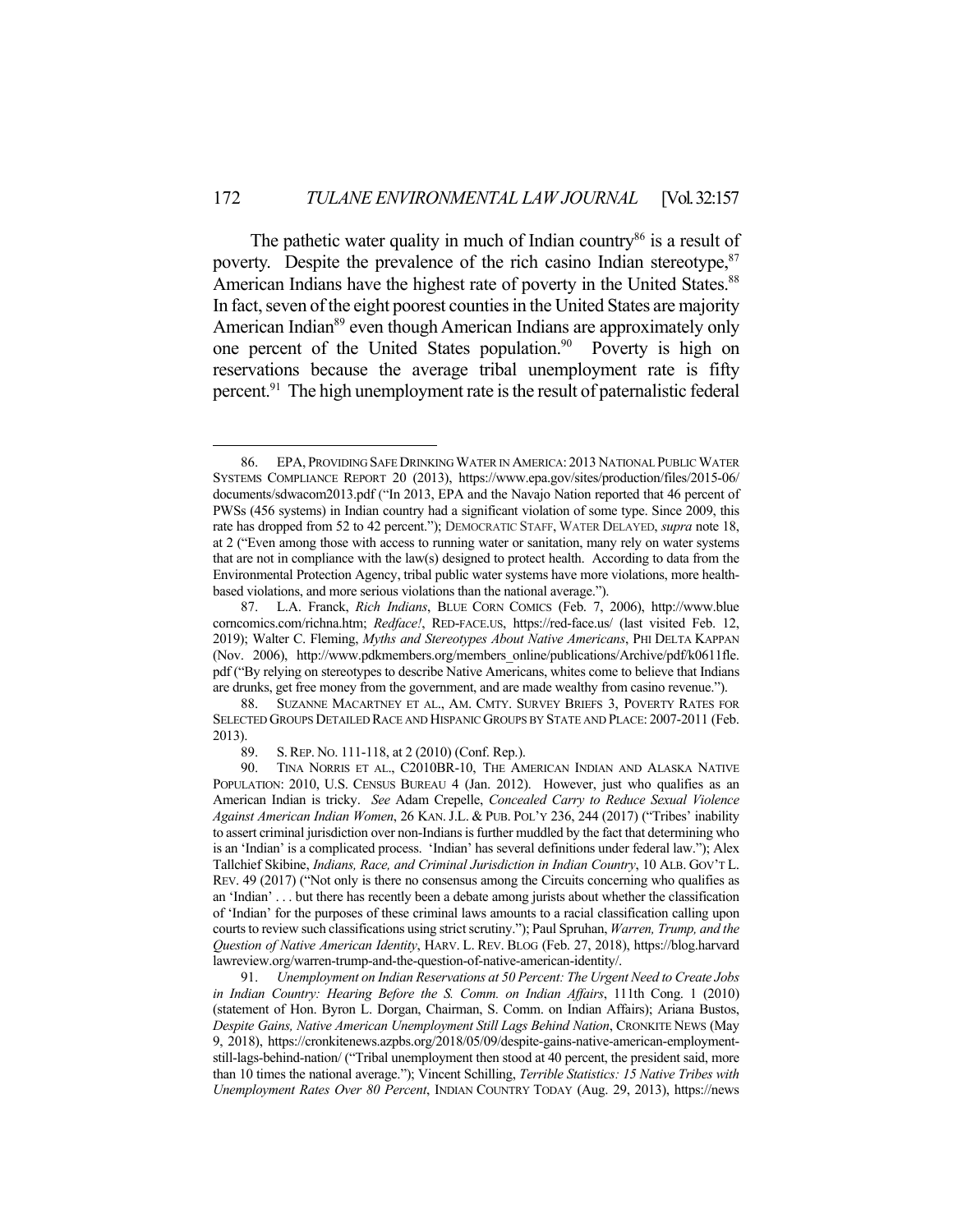The pathetic water quality in much of Indian country[86] is a result of poverty. Despite the prevalence of the rich casino Indian stereotype,[87] American Indians have the highest rate of poverty in the United States.[88] In fact, seven of the eight poorest counties in the United States are majority American Indian[89] even though American Indians are approximately only one percent of the United States population.[90] Poverty is high on reservations because the average tribal unemployment rate is fifty percent.[91] The high unemployment rate is the result of paternalistic federal

---

86. EPA, PROVIDING SAFE DRINKING WATER IN AMERICA: 2013 NATIONAL PUBLIC WATER SYSTEMS COMPLIANCE REPORT 20 (2013), https://www.epa.gov/sites/production/files/2015-06/documents/sdwacom2013.pdf ("In 2013, EPA and the Navajo Nation reported that 46 percent of PWSs (456 systems) in Indian country had a significant violation of some type. Since 2009, this rate has dropped from 52 to 42 percent."); DEMOCRATIC STAFF, WATER DELAYED, *supra* note 18, at 2 ("Even among those with access to running water or sanitation, many rely on water systems that are not in compliance with the law(s) designed to protect health. According to data from the Environmental Protection Agency, tribal public water systems have more violations, more health-based violations, and more serious violations than the national average.").

87. L.A. Franck, *Rich Indians*, BLUE CORN COMICS (Feb. 7, 2006), http://www.bluecorncomics.com/richna.htm; *Redface!*, RED-FACE.US, https://red-face.us/ (last visited Feb. 12, 2019); Walter C. Fleming, *Myths and Stereotypes About Native Americans*, PHI DELTA KAPPAN (Nov. 2006), http://www.pdkmembers.org/members_online/publications/Archive/pdf/k0611fle.pdf ("By relying on stereotypes to describe Native Americans, whites come to believe that Indians are drunks, get free money from the government, and are made wealthy from casino revenue.").

88. SUZANNE MACARTNEY ET AL., AM. CMTY. SURVEY BRIEFS 3, POVERTY RATES FOR SELECTED GROUPS DETAILED RACE AND HISPANIC GROUPS BY STATE AND PLACE: 2007-2011 (Feb. 2013).

89. S. REP. NO. 111-118, at 2 (2010) (Conf. Rep.).

90. TINA NORRIS ET AL., C2010BR-10, THE AMERICAN INDIAN AND ALASKA NATIVE POPULATION: 2010, U.S. CENSUS BUREAU 4 (Jan. 2012). However, just who qualifies as an American Indian is tricky. *See* Adam Crepelle, *Concealed Carry to Reduce Sexual Violence Against American Indian Women*, 26 KAN. J.L. & PUB. POL'Y 236, 244 (2017) ("Tribes' inability to assert criminal jurisdiction over non-Indians is further muddled by the fact that determining who is an 'Indian' is a complicated process. 'Indian' has several definitions under federal law."); Alex Tallchief Skibine, *Indians, Race, and Criminal Jurisdiction in Indian Country*, 10 ALB. GOV'T L. REV. 49 (2017) ("Not only is there no consensus among the Circuits concerning who qualifies as an 'Indian' . . . but there has recently been a debate among jurists about whether the classification of 'Indian' for the purposes of these criminal laws amounts to a racial classification calling upon courts to review such classifications using strict scrutiny."); Paul Spruhan, *Warren, Trump, and the Question of Native American Identity*, HARV. L. REV. BLOG (Feb. 27, 2018), https://blog.harvardlawreview.org/warren-trump-and-the-question-of-native-american-identity/.

91. *Unemployment on Indian Reservations at 50 Percent: The Urgent Need to Create Jobs in Indian Country: Hearing Before the S. Comm. on Indian Affairs*, 111th Cong. 1 (2010) (statement of Hon. Byron L. Dorgan, Chairman, S. Comm. on Indian Affairs); Ariana Bustos, *Despite Gains, Native American Unemployment Still Lags Behind Nation*, CRONKITE NEWS (May 9, 2018), https://cronkitenews.azpbs.org/2018/05/09/despite-gains-native-american-employment-still-lags-behind-nation/ ("Tribal unemployment then stood at 40 percent, the president said, more than 10 times the national average."); Vincent Schilling, *Terrible Statistics: 15 Native Tribes with Unemployment Rates Over 80 Percent*, INDIAN COUNTRY TODAY (Aug. 29, 2013), https://news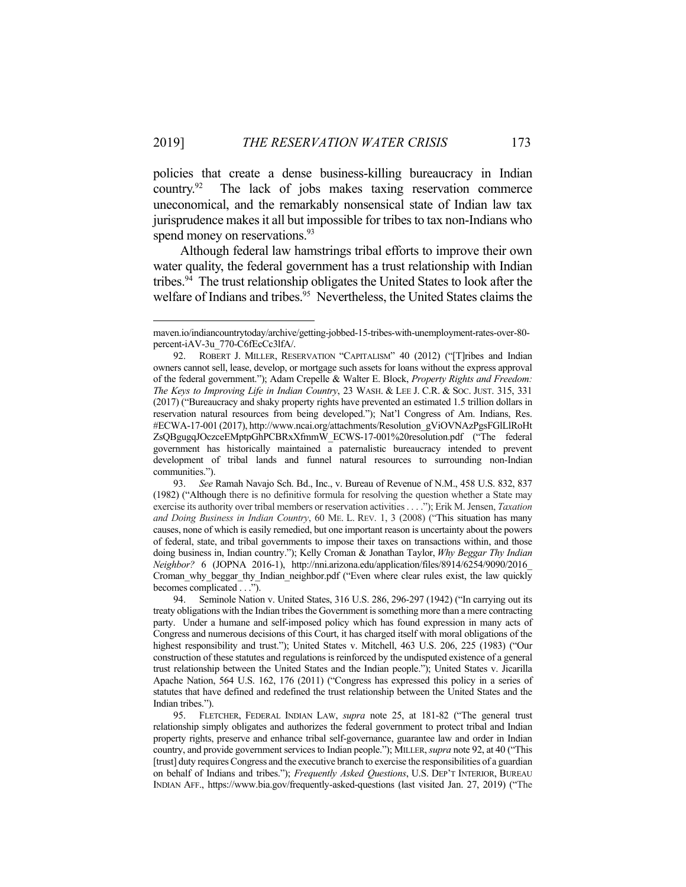policies that create a dense business-killing bureaucracy in Indian country.[92] The lack of jobs makes taxing reservation commerce uneconomical, and the remarkably nonsensical state of Indian law tax jurisprudence makes it all but impossible for tribes to tax non-Indians who spend money on reservations.[93]

Although federal law hamstrings tribal efforts to improve their own water quality, the federal government has a trust relationship with Indian tribes.[94] The trust relationship obligates the United States to look after the welfare of Indians and tribes.[95] Nevertheless, the United States claims the

---

maven.io/indiancountrytoday/archive/getting-jobbed-15-tribes-with-unemployment-rates-over-80-percent-iAV-3u_770-C6fEcCc3lfA/.

92. ROBERT J. MILLER, RESERVATION "CAPITALISM" 40 (2012) ("[T]ribes and Indian owners cannot sell, lease, develop, or mortgage such assets for loans without the express approval of the federal government."); Adam Crepelle & Walter E. Block, *Property Rights and Freedom: The Keys to Improving Life in Indian Country*, 23 WASH. & LEE J. C.R. & SOC. JUST. 315, 331 (2017) ("Bureaucracy and shaky property rights have prevented an estimated 1.5 trillion dollars in reservation natural resources from being developed."); Nat'l Congress of Am. Indians, Res. #ECWA-17-001 (2017), http://www.ncai.org/attachments/Resolution_gViOVNAzPgsFGlLlRoHtZsQBgugqJOczceEMptpGhPCBRxXfmmW_ECWS-17-001%20resolution.pdf ("The federal government has historically maintained a paternalistic bureaucracy intended to prevent development of tribal lands and funnel natural resources to surrounding non-Indian communities.").

93. *See* Ramah Navajo Sch. Bd., Inc., v. Bureau of Revenue of N.M., 458 U.S. 832, 837 (1982) ("Although there is no definitive formula for resolving the question whether a State may exercise its authority over tribal members or reservation activities . . . ."); Erik M. Jensen, *Taxation and Doing Business in Indian Country*, 60 ME. L. REV. 1, 3 (2008) ("This situation has many causes, none of which is easily remedied, but one important reason is uncertainty about the powers of federal, state, and tribal governments to impose their taxes on transactions within, and those doing business in, Indian country."); Kelly Croman & Jonathan Taylor, *Why Beggar Thy Indian Neighbor?* 6 (JOPNA 2016-1), http://nni.arizona.edu/application/files/8914/6254/9090/2016_Croman_why_beggar_thy_Indian_neighbor.pdf ("Even where clear rules exist, the law quickly becomes complicated . . .").

94. Seminole Nation v. United States, 316 U.S. 286, 296-297 (1942) ("In carrying out its treaty obligations with the Indian tribes the Government is something more than a mere contracting party. Under a humane and self-imposed policy which has found expression in many acts of Congress and numerous decisions of this Court, it has charged itself with moral obligations of the highest responsibility and trust."); United States v. Mitchell, 463 U.S. 206, 225 (1983) ("Our construction of these statutes and regulations is reinforced by the undisputed existence of a general trust relationship between the United States and the Indian people."); United States v. Jicarilla Apache Nation, 564 U.S. 162, 176 (2011) ("Congress has expressed this policy in a series of statutes that have defined and redefined the trust relationship between the United States and the Indian tribes.").

95. FLETCHER, FEDERAL INDIAN LAW, *supra* note 25, at 181-82 ("The general trust relationship simply obligates and authorizes the federal government to protect tribal and Indian property rights, preserve and enhance tribal self-governance, guarantee law and order in Indian country, and provide government services to Indian people."); MILLER, *supra* note 92, at 40 ("This [trust] duty requires Congress and the executive branch to exercise the responsibilities of a guardian on behalf of Indians and tribes."); *Frequently Asked Questions*, U.S. DEP'T INTERIOR, BUREAU INDIAN AFF., https://www.bia.gov/frequently-asked-questions (last visited Jan. 27, 2019) ("The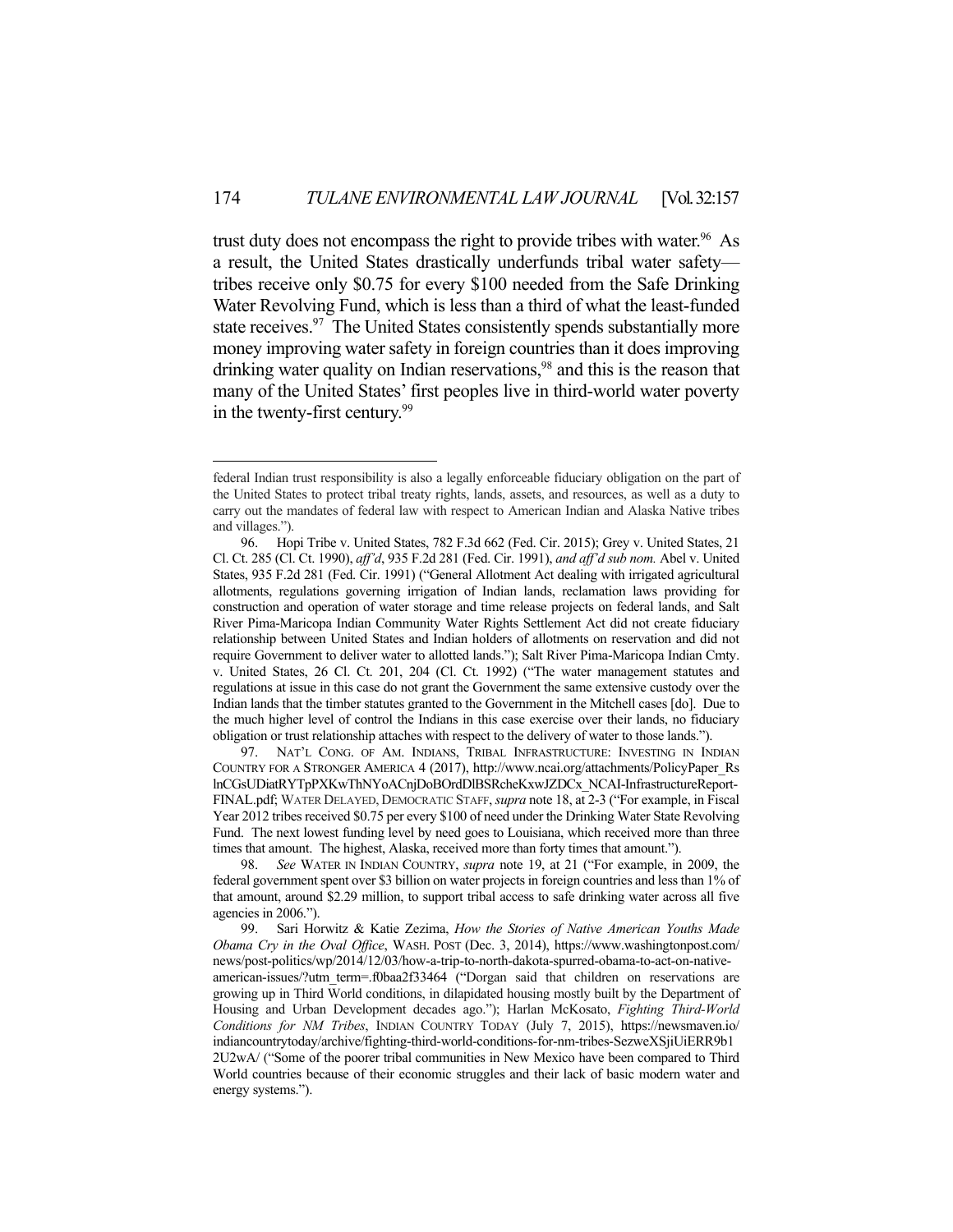trust duty does not encompass the right to provide tribes with water.[96] As a result, the United States drastically underfunds tribal water safety—tribes receive only $0.75 for every $100 needed from the Safe Drinking Water Revolving Fund, which is less than a third of what the least-funded state receives.[97] The United States consistently spends substantially more money improving water safety in foreign countries than it does improving drinking water quality on Indian reservations,[98] and this is the reason that many of the United States' first peoples live in third-world water poverty in the twenty-first century.[99]

---

federal Indian trust responsibility is also a legally enforceable fiduciary obligation on the part of the United States to protect tribal treaty rights, lands, assets, and resources, as well as a duty to carry out the mandates of federal law with respect to American Indian and Alaska Native tribes and villages.").

96. Hopi Tribe v. United States, 782 F.3d 662 (Fed. Cir. 2015); Grey v. United States, 21 Cl. Ct. 285 (Cl. Ct. 1990), *aff'd*, 935 F.2d 281 (Fed. Cir. 1991), *and aff'd sub nom.* Abel v. United States, 935 F.2d 281 (Fed. Cir. 1991) ("General Allotment Act dealing with irrigated agricultural allotments, regulations governing irrigation of Indian lands, reclamation laws providing for construction and operation of water storage and time release projects on federal lands, and Salt River Pima-Maricopa Indian Community Water Rights Settlement Act did not create fiduciary relationship between United States and Indian holders of allotments on reservation and did not require Government to deliver water to allotted lands."); Salt River Pima-Maricopa Indian Cmty. v. United States, 26 Cl. Ct. 201, 204 (Cl. Ct. 1992) ("The water management statutes and regulations at issue in this case do not grant the Government the same extensive custody over the Indian lands that the timber statutes granted to the Government in the Mitchell cases [do]. Due to the much higher level of control the Indians in this case exercise over their lands, no fiduciary obligation or trust relationship attaches with respect to the delivery of water to those lands.").

97. NAT'L CONG. OF AM. INDIANS, TRIBAL INFRASTRUCTURE: INVESTING IN INDIAN COUNTRY FOR A STRONGER AMERICA 4 (2017), http://www.ncai.org/attachments/PolicyPaper_RslnCGsUDiatRYTpPXKwThNYoACnjDoBOrdDlBSRcheKxwJZDCx_NCAI-InfrastructureReport-FINAL.pdf; WATER DELAYED, DEMOCRATIC STAFF, *supra* note 18, at 2-3 ("For example, in Fiscal Year 2012 tribes received $0.75 per every $100 of need under the Drinking Water State Revolving Fund. The next lowest funding level by need goes to Louisiana, which received more than three times that amount. The highest, Alaska, received more than forty times that amount.").

98. *See* WATER IN INDIAN COUNTRY, *supra* note 19, at 21 ("For example, in 2009, the federal government spent over $3 billion on water projects in foreign countries and less than 1% of that amount, around $2.29 million, to support tribal access to safe drinking water across all five agencies in 2006.").

99. Sari Horwitz & Katie Zezima, *How the Stories of Native American Youths Made Obama Cry in the Oval Office*, WASH. POST (Dec. 3, 2014), https://www.washingtonpost.com/news/post-politics/wp/2014/12/03/how-a-trip-to-north-dakota-spurred-obama-to-act-on-native-american-issues/?utm_term=.f0baa2f33464 ("Dorgan said that children on reservations are growing up in Third World conditions, in dilapidated housing mostly built by the Department of Housing and Urban Development decades ago."); Harlan McKosato, *Fighting Third-World Conditions for NM Tribes*, INDIAN COUNTRY TODAY (July 7, 2015), https://newsmaven.io/indiancountrytoday/archive/fighting-third-world-conditions-for-nm-tribes-SezweXSjiUiERR9b12U2wA/ ("Some of the poorer tribal communities in New Mexico have been compared to Third World countries because of their economic struggles and their lack of basic modern water and energy systems.").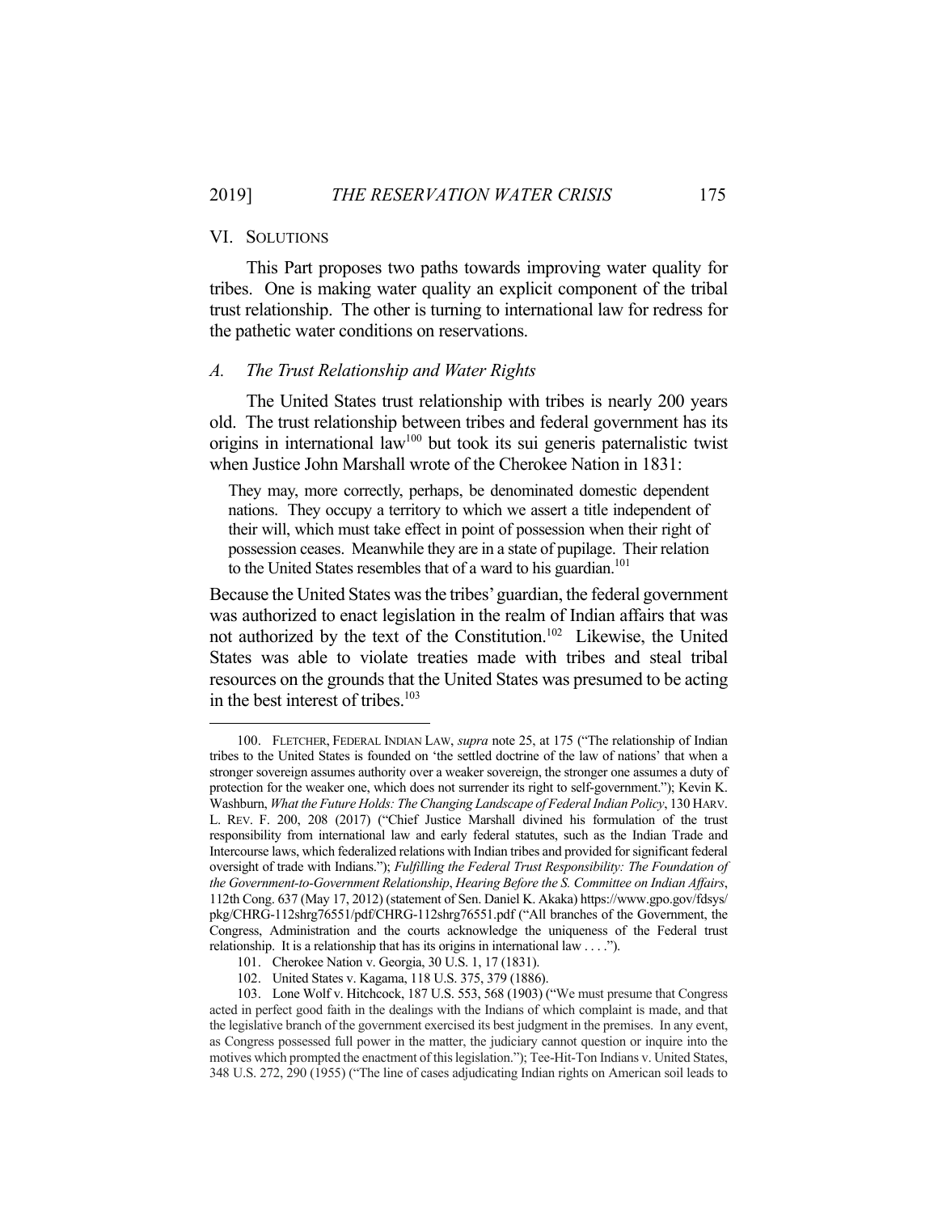## VI. SOLUTIONS

This Part proposes two paths towards improving water quality for tribes. One is making water quality an explicit component of the tribal trust relationship. The other is turning to international law for redress for the pathetic water conditions on reservations.

### *A. The Trust Relationship and Water Rights*

The United States trust relationship with tribes is nearly 200 years old. The trust relationship between tribes and federal government has its origins in international law[100] but took its sui generis paternalistic twist when Justice John Marshall wrote of the Cherokee Nation in 1831:

> They may, more correctly, perhaps, be denominated domestic dependent nations. They occupy a territory to which we assert a title independent of their will, which must take effect in point of possession when their right of possession ceases. Meanwhile they are in a state of pupilage. Their relation to the United States resembles that of a ward to his guardian.[101]

Because the United States was the tribes' guardian, the federal government was authorized to enact legislation in the realm of Indian affairs that was not authorized by the text of the Constitution.[102] Likewise, the United States was able to violate treaties made with tribes and steal tribal resources on the grounds that the United States was presumed to be acting in the best interest of tribes.[103]

---

100. FLETCHER, FEDERAL INDIAN LAW, *supra* note 25, at 175 ("The relationship of Indian tribes to the United States is founded on 'the settled doctrine of the law of nations' that when a stronger sovereign assumes authority over a weaker sovereign, the stronger one assumes a duty of protection for the weaker one, which does not surrender its right to self-government."); Kevin K. Washburn, *What the Future Holds: The Changing Landscape of Federal Indian Policy*, 130 HARV. L. REV. F. 200, 208 (2017) ("Chief Justice Marshall divined his formulation of the trust responsibility from international law and early federal statutes, such as the Indian Trade and Intercourse laws, which federalized relations with Indian tribes and provided for significant federal oversight of trade with Indians."); *Fulfilling the Federal Trust Responsibility: The Foundation of the Government-to-Government Relationship*, *Hearing Before the S. Committee on Indian Affairs*, 112th Cong. 637 (May 17, 2012) (statement of Sen. Daniel K. Akaka) https://www.gpo.gov/fdsys/pkg/CHRG-112shrg76551/pdf/CHRG-112shrg76551.pdf ("All branches of the Government, the Congress, Administration and the courts acknowledge the uniqueness of the Federal trust relationship. It is a relationship that has its origins in international law . . . .").

101. Cherokee Nation v. Georgia, 30 U.S. 1, 17 (1831).

102. United States v. Kagama, 118 U.S. 375, 379 (1886).

103. Lone Wolf v. Hitchcock, 187 U.S. 553, 568 (1903) ("We must presume that Congress acted in perfect good faith in the dealings with the Indians of which complaint is made, and that the legislative branch of the government exercised its best judgment in the premises. In any event, as Congress possessed full power in the matter, the judiciary cannot question or inquire into the motives which prompted the enactment of this legislation."); Tee-Hit-Ton Indians v. United States, 348 U.S. 272, 290 (1955) ("The line of cases adjudicating Indian rights on American soil leads to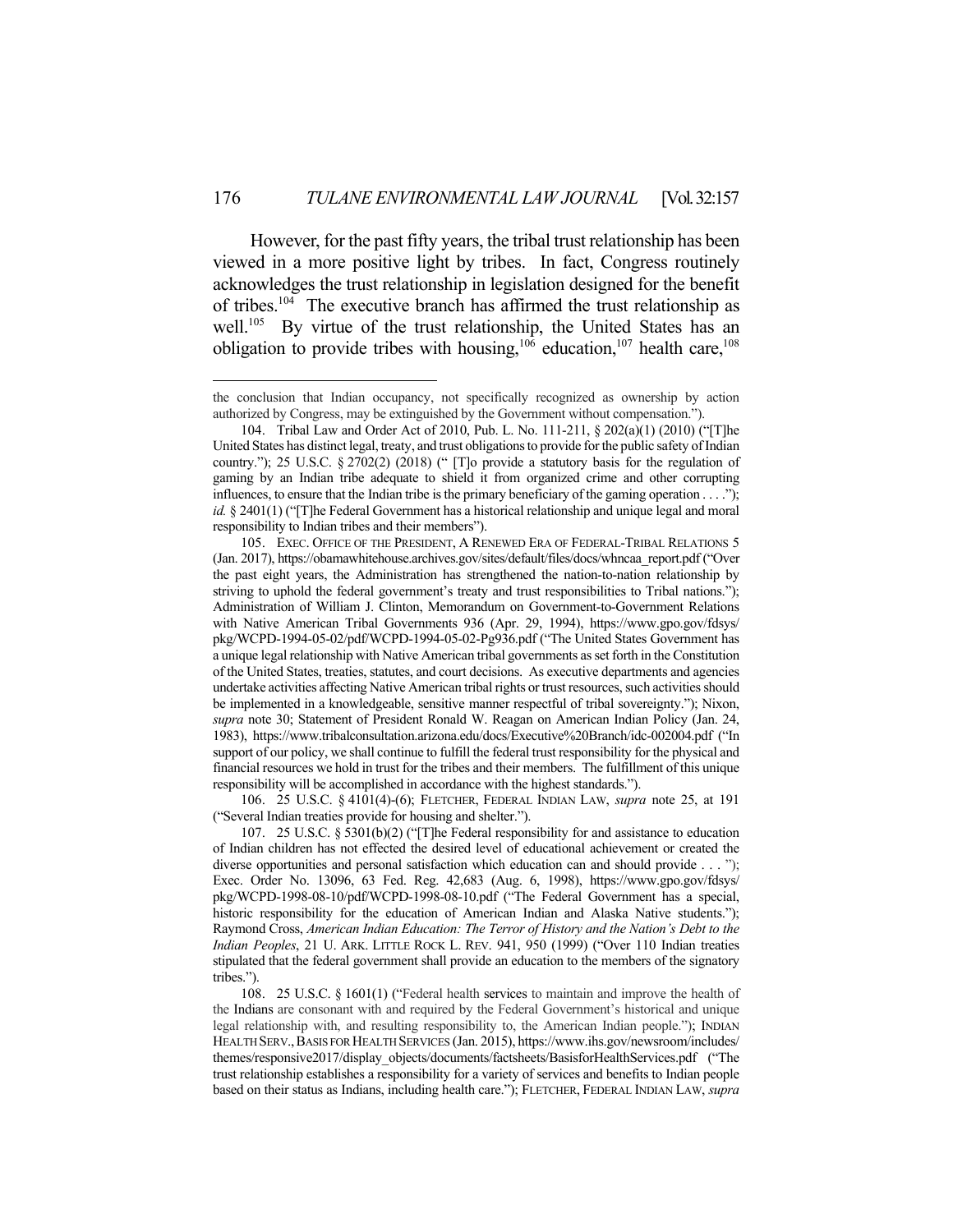However, for the past fifty years, the tribal trust relationship has been viewed in a more positive light by tribes. In fact, Congress routinely acknowledges the trust relationship in legislation designed for the benefit of tribes.[104] The executive branch has affirmed the trust relationship as well.[105] By virtue of the trust relationship, the United States has an obligation to provide tribes with housing,[106] education,[107] health care,[108]

---

the conclusion that Indian occupancy, not specifically recognized as ownership by action authorized by Congress, may be extinguished by the Government without compensation.").

104. Tribal Law and Order Act of 2010, Pub. L. No. 111-211, § 202(a)(1) (2010) ("[T]he United States has distinct legal, treaty, and trust obligations to provide for the public safety of Indian country."); 25 U.S.C. § 2702(2) (2018) (" [T]o provide a statutory basis for the regulation of gaming by an Indian tribe adequate to shield it from organized crime and other corrupting influences, to ensure that the Indian tribe is the primary beneficiary of the gaming operation . . . ."); *id.* § 2401(1) ("[T]he Federal Government has a historical relationship and unique legal and moral responsibility to Indian tribes and their members").

105. EXEC. OFFICE OF THE PRESIDENT, A RENEWED ERA OF FEDERAL-TRIBAL RELATIONS 5 (Jan. 2017), https://obamawhitehouse.archives.gov/sites/default/files/docs/whncaa_report.pdf ("Over the past eight years, the Administration has strengthened the nation-to-nation relationship by striving to uphold the federal government's treaty and trust responsibilities to Tribal nations."); Administration of William J. Clinton, Memorandum on Government-to-Government Relations with Native American Tribal Governments 936 (Apr. 29, 1994), https://www.gpo.gov/fdsys/pkg/WCPD-1994-05-02/pdf/WCPD-1994-05-02-Pg936.pdf ("The United States Government has a unique legal relationship with Native American tribal governments as set forth in the Constitution of the United States, treaties, statutes, and court decisions. As executive departments and agencies undertake activities affecting Native American tribal rights or trust resources, such activities should be implemented in a knowledgeable, sensitive manner respectful of tribal sovereignty."); Nixon, *supra* note 30; Statement of President Ronald W. Reagan on American Indian Policy (Jan. 24, 1983), https://www.tribalconsultation.arizona.edu/docs/Executive%20Branch/idc-002004.pdf ("In support of our policy, we shall continue to fulfill the federal trust responsibility for the physical and financial resources we hold in trust for the tribes and their members. The fulfillment of this unique responsibility will be accomplished in accordance with the highest standards.").

106. 25 U.S.C. § 4101(4)-(6); FLETCHER, FEDERAL INDIAN LAW, *supra* note 25, at 191 ("Several Indian treaties provide for housing and shelter.").

107. 25 U.S.C. § 5301(b)(2) ("[T]he Federal responsibility for and assistance to education of Indian children has not effected the desired level of educational achievement or created the diverse opportunities and personal satisfaction which education can and should provide . . . "); Exec. Order No. 13096, 63 Fed. Reg. 42,683 (Aug. 6, 1998), https://www.gpo.gov/fdsys/pkg/WCPD-1998-08-10/pdf/WCPD-1998-08-10.pdf ("The Federal Government has a special, historic responsibility for the education of American Indian and Alaska Native students."); Raymond Cross, *American Indian Education: The Terror of History and the Nation's Debt to the Indian Peoples*, 21 U. ARK. LITTLE ROCK L. REV. 941, 950 (1999) ("Over 110 Indian treaties stipulated that the federal government shall provide an education to the members of the signatory tribes.").

108. 25 U.S.C. § 1601(1) ("Federal health services to maintain and improve the health of the Indians are consonant with and required by the Federal Government's historical and unique legal relationship with, and resulting responsibility to, the American Indian people."); INDIAN HEALTH SERV., BASIS FOR HEALTH SERVICES (Jan. 2015), https://www.ihs.gov/newsroom/includes/themes/responsive2017/display_objects/documents/factsheets/BasisforHealthServices.pdf ("The trust relationship establishes a responsibility for a variety of services and benefits to Indian people based on their status as Indians, including health care."); FLETCHER, FEDERAL INDIAN LAW, *supra*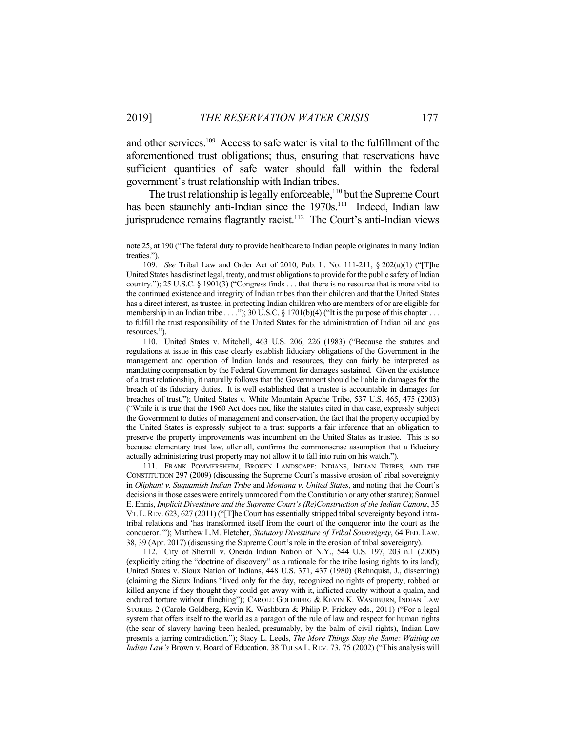and other services.[109] Access to safe water is vital to the fulfillment of the aforementioned trust obligations; thus, ensuring that reservations have sufficient quantities of safe water should fall within the federal government's trust relationship with Indian tribes.

The trust relationship is legally enforceable,[110] but the Supreme Court has been staunchly anti-Indian since the 1970s.[111] Indeed, Indian law jurisprudence remains flagrantly racist.[112] The Court's anti-Indian views

---

note 25, at 190 ("The federal duty to provide healthcare to Indian people originates in many Indian treaties.").

109. *See* Tribal Law and Order Act of 2010, Pub. L. No. 111-211, § 202(a)(1) ("[T]he United States has distinct legal, treaty, and trust obligations to provide for the public safety of Indian country."); 25 U.S.C. § 1901(3) ("Congress finds . . . that there is no resource that is more vital to the continued existence and integrity of Indian tribes than their children and that the United States has a direct interest, as trustee, in protecting Indian children who are members of or are eligible for membership in an Indian tribe . . . ."); 30 U.S.C. § 1701(b)(4) ("It is the purpose of this chapter . . . to fulfill the trust responsibility of the United States for the administration of Indian oil and gas resources.").

110. United States v. Mitchell, 463 U.S. 206, 226 (1983) ("Because the statutes and regulations at issue in this case clearly establish fiduciary obligations of the Government in the management and operation of Indian lands and resources, they can fairly be interpreted as mandating compensation by the Federal Government for damages sustained. Given the existence of a trust relationship, it naturally follows that the Government should be liable in damages for the breach of its fiduciary duties. It is well established that a trustee is accountable in damages for breaches of trust."); United States v. White Mountain Apache Tribe, 537 U.S. 465, 475 (2003) ("While it is true that the 1960 Act does not, like the statutes cited in that case, expressly subject the Government to duties of management and conservation, the fact that the property occupied by the United States is expressly subject to a trust supports a fair inference that an obligation to preserve the property improvements was incumbent on the United States as trustee. This is so because elementary trust law, after all, confirms the commonsense assumption that a fiduciary actually administering trust property may not allow it to fall into ruin on his watch.").

111. FRANK POMMERSHEIM, BROKEN LANDSCAPE: INDIANS, INDIAN TRIBES, AND THE CONSTITUTION 297 (2009) (discussing the Supreme Court's massive erosion of tribal sovereignty in *Oliphant v. Suquamish Indian Tribe* and *Montana v. United States*, and noting that the Court's decisions in those cases were entirely unmoored from the Constitution or any other statute); Samuel E. Ennis, *Implicit Divestiture and the Supreme Court's (Re)Construction of the Indian Canons*, 35 VT. L. REV. 623, 627 (2011) ("[T]he Court has essentially stripped tribal sovereignty beyond intra-tribal relations and 'has transformed itself from the court of the conqueror into the court as the conqueror.'"); Matthew L.M. Fletcher, *Statutory Divestiture of Tribal Sovereignty*, 64 FED. LAW. 38, 39 (Apr. 2017) (discussing the Supreme Court's role in the erosion of tribal sovereignty).

112. City of Sherrill v. Oneida Indian Nation of N.Y., 544 U.S. 197, 203 n.1 (2005) (explicitly citing the "doctrine of discovery" as a rationale for the tribe losing rights to its land); United States v. Sioux Nation of Indians, 448 U.S. 371, 437 (1980) (Rehnquist, J., dissenting) (claiming the Sioux Indians "lived only for the day, recognized no rights of property, robbed or killed anyone if they thought they could get away with it, inflicted cruelty without a qualm, and endured torture without flinching"); CAROLE GOLDBERG & KEVIN K. WASHBURN, INDIAN LAW STORIES 2 (Carole Goldberg, Kevin K. Washburn & Philip P. Frickey eds., 2011) ("For a legal system that offers itself to the world as a paragon of the rule of law and respect for human rights (the scar of slavery having been healed, presumably, by the balm of civil rights), Indian Law presents a jarring contradiction."); Stacy L. Leeds, *The More Things Stay the Same: Waiting on Indian Law's* Brown v. Board of Education, 38 TULSA L. REV. 73, 75 (2002) ("This analysis will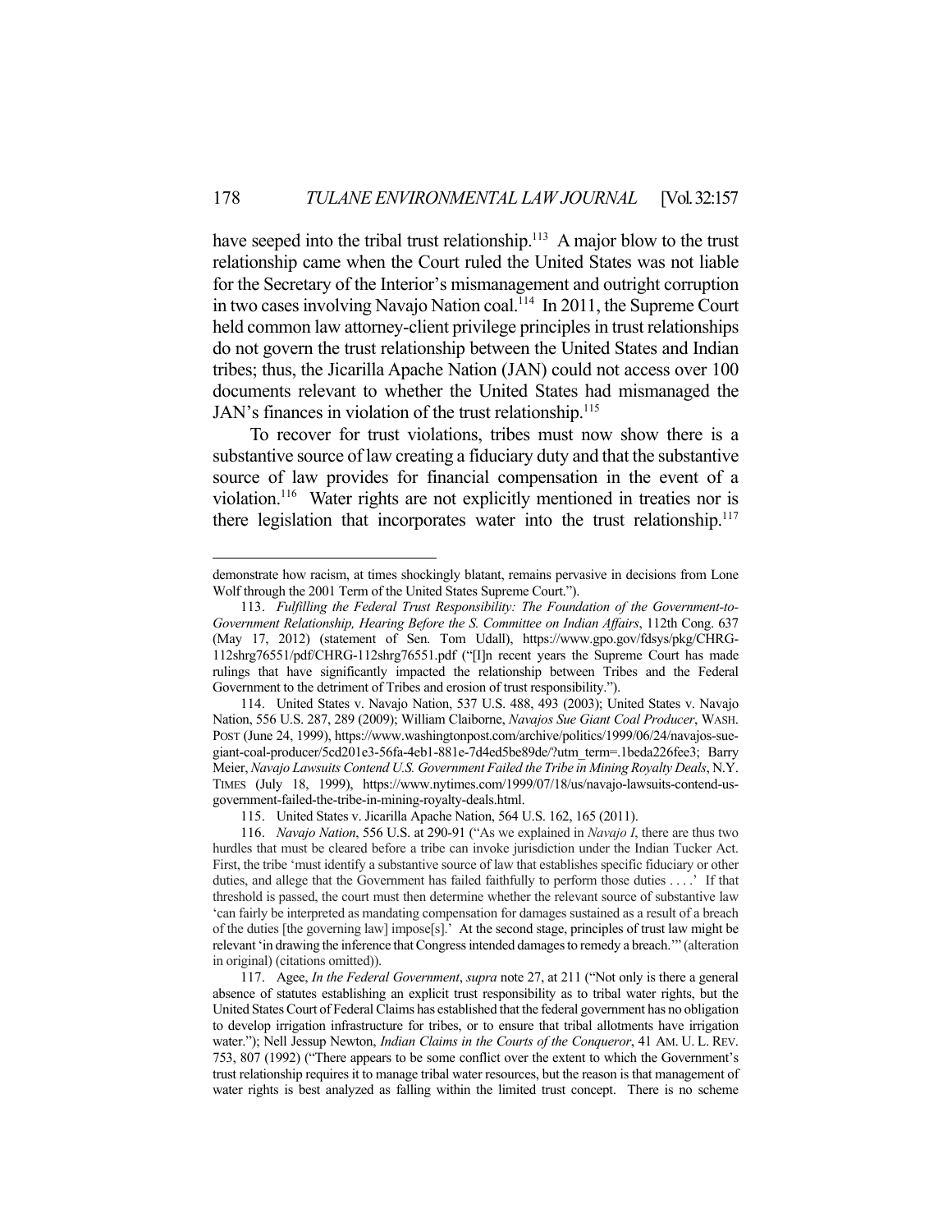have seeped into the tribal trust relationship.[113] A major blow to the trust relationship came when the Court ruled the United States was not liable for the Secretary of the Interior's mismanagement and outright corruption in two cases involving Navajo Nation coal.[114] In 2011, the Supreme Court held common law attorney-client privilege principles in trust relationships do not govern the trust relationship between the United States and Indian tribes; thus, the Jicarilla Apache Nation (JAN) could not access over 100 documents relevant to whether the United States had mismanaged the JAN's finances in violation of the trust relationship.[115]

To recover for trust violations, tribes must now show there is a substantive source of law creating a fiduciary duty and that the substantive source of law provides for financial compensation in the event of a violation.[116] Water rights are not explicitly mentioned in treaties nor is there legislation that incorporates water into the trust relationship.[117]

---

demonstrate how racism, at times shockingly blatant, remains pervasive in decisions from Lone Wolf through the 2001 Term of the United States Supreme Court.").

113. *Fulfilling the Federal Trust Responsibility: The Foundation of the Government-to-Government Relationship, Hearing Before the S. Committee on Indian Affairs*, 112th Cong. 637 (May 17, 2012) (statement of Sen. Tom Udall), https://www.gpo.gov/fdsys/pkg/CHRG-112shrg76551/pdf/CHRG-112shrg76551.pdf ("[I]n recent years the Supreme Court has made rulings that have significantly impacted the relationship between Tribes and the Federal Government to the detriment of Tribes and erosion of trust responsibility.").

114. United States v. Navajo Nation, 537 U.S. 488, 493 (2003); United States v. Navajo Nation, 556 U.S. 287, 289 (2009); William Claiborne, *Navajos Sue Giant Coal Producer*, WASH. POST (June 24, 1999), https://www.washingtonpost.com/archive/politics/1999/06/24/navajos-sue-giant-coal-producer/5cd201e3-56fa-4eb1-881e-7d4ed5be89de/?utm_term=.1beda226fee3; Barry Meier, *Navajo Lawsuits Contend U.S. Government Failed the Tribe in Mining Royalty Deals*, N.Y. TIMES (July 18, 1999), https://www.nytimes.com/1999/07/18/us/navajo-lawsuits-contend-us-government-failed-the-tribe-in-mining-royalty-deals.html.

115. United States v. Jicarilla Apache Nation, 564 U.S. 162, 165 (2011).

116. *Navajo Nation*, 556 U.S. at 290-91 ("As we explained in *Navajo I*, there are thus two hurdles that must be cleared before a tribe can invoke jurisdiction under the Indian Tucker Act. First, the tribe 'must identify a substantive source of law that establishes specific fiduciary or other duties, and allege that the Government has failed faithfully to perform those duties . . . .' If that threshold is passed, the court must then determine whether the relevant source of substantive law 'can fairly be interpreted as mandating compensation for damages sustained as a result of a breach of the duties [the governing law] impose[s].' At the second stage, principles of trust law might be relevant 'in drawing the inference that Congress intended damages to remedy a breach.'" (alteration in original) (citations omitted)).

117. Agee, *In the Federal Government*, *supra* note 27, at 211 ("Not only is there a general absence of statutes establishing an explicit trust responsibility as to tribal water rights, but the United States Court of Federal Claims has established that the federal government has no obligation to develop irrigation infrastructure for tribes, or to ensure that tribal allotments have irrigation water."); Nell Jessup Newton, *Indian Claims in the Courts of the Conqueror*, 41 AM. U. L. REV. 753, 807 (1992) ("There appears to be some conflict over the extent to which the Government's trust relationship requires it to manage tribal water resources, but the reason is that management of water rights is best analyzed as falling within the limited trust concept. There is no scheme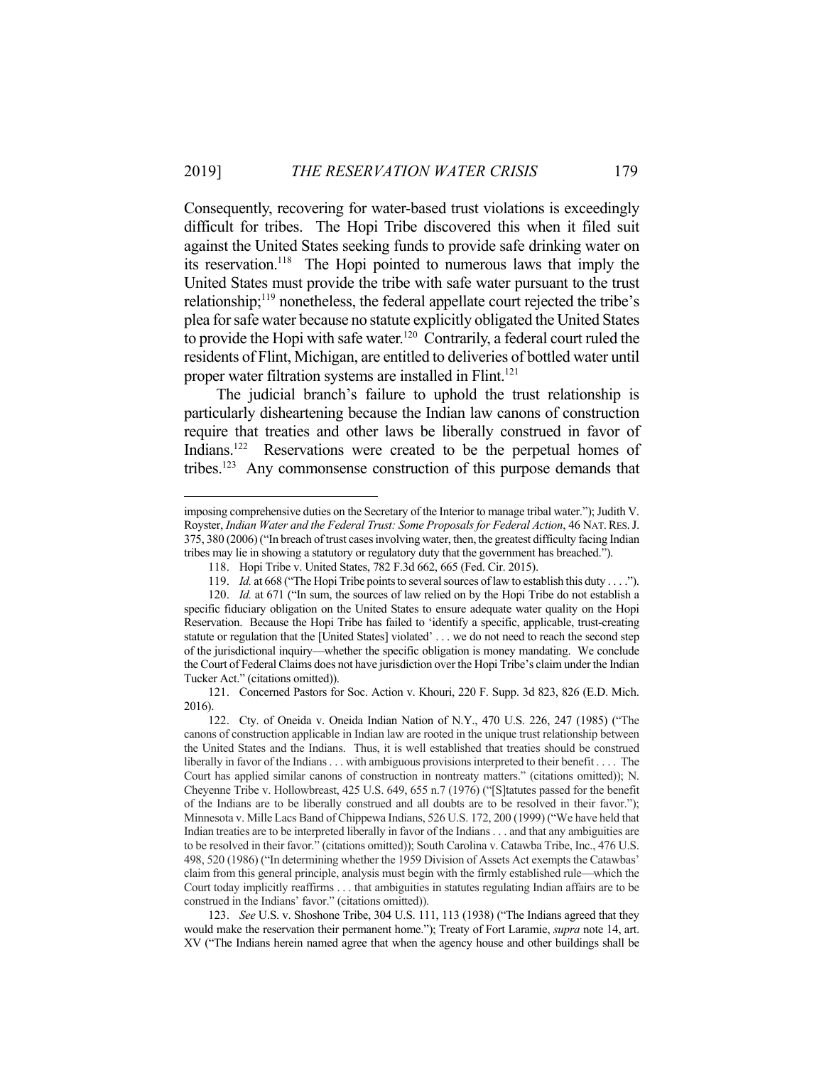Consequently, recovering for water-based trust violations is exceedingly difficult for tribes. The Hopi Tribe discovered this when it filed suit against the United States seeking funds to provide safe drinking water on its reservation.[118] The Hopi pointed to numerous laws that imply the United States must provide the tribe with safe water pursuant to the trust relationship;[119] nonetheless, the federal appellate court rejected the tribe's plea for safe water because no statute explicitly obligated the United States to provide the Hopi with safe water.[120] Contrarily, a federal court ruled the residents of Flint, Michigan, are entitled to deliveries of bottled water until proper water filtration systems are installed in Flint.[121]

The judicial branch's failure to uphold the trust relationship is particularly disheartening because the Indian law canons of construction require that treaties and other laws be liberally construed in favor of Indians.[122] Reservations were created to be the perpetual homes of tribes.[123] Any commonsense construction of this purpose demands that

---

imposing comprehensive duties on the Secretary of the Interior to manage tribal water."); Judith V. Royster, *Indian Water and the Federal Trust: Some Proposals for Federal Action*, 46 NAT. RES. J. 375, 380 (2006) ("In breach of trust cases involving water, then, the greatest difficulty facing Indian tribes may lie in showing a statutory or regulatory duty that the government has breached.").

118. Hopi Tribe v. United States, 782 F.3d 662, 665 (Fed. Cir. 2015).

119. *Id.* at 668 ("The Hopi Tribe points to several sources of law to establish this duty . . . .").

120. *Id.* at 671 ("In sum, the sources of law relied on by the Hopi Tribe do not establish a specific fiduciary obligation on the United States to ensure adequate water quality on the Hopi Reservation. Because the Hopi Tribe has failed to 'identify a specific, applicable, trust-creating statute or regulation that the [United States] violated' . . . we do not need to reach the second step of the jurisdictional inquiry—whether the specific obligation is money mandating. We conclude the Court of Federal Claims does not have jurisdiction over the Hopi Tribe's claim under the Indian Tucker Act." (citations omitted)).

121. Concerned Pastors for Soc. Action v. Khouri, 220 F. Supp. 3d 823, 826 (E.D. Mich. 2016).

122. Cty. of Oneida v. Oneida Indian Nation of N.Y., 470 U.S. 226, 247 (1985) ("The canons of construction applicable in Indian law are rooted in the unique trust relationship between the United States and the Indians. Thus, it is well established that treaties should be construed liberally in favor of the Indians . . . with ambiguous provisions interpreted to their benefit . . . . The Court has applied similar canons of construction in nontreaty matters." (citations omitted)); N. Cheyenne Tribe v. Hollowbreast, 425 U.S. 649, 655 n.7 (1976) ("[S]tatutes passed for the benefit of the Indians are to be liberally construed and all doubts are to be resolved in their favor."); Minnesota v. Mille Lacs Band of Chippewa Indians, 526 U.S. 172, 200 (1999) ("We have held that Indian treaties are to be interpreted liberally in favor of the Indians . . . and that any ambiguities are to be resolved in their favor." (citations omitted)); South Carolina v. Catawba Tribe, Inc., 476 U.S. 498, 520 (1986) ("In determining whether the 1959 Division of Assets Act exempts the Catawbas' claim from this general principle, analysis must begin with the firmly established rule—which the Court today implicitly reaffirms . . . that ambiguities in statutes regulating Indian affairs are to be construed in the Indians' favor." (citations omitted)).

123. *See* U.S. v. Shoshone Tribe, 304 U.S. 111, 113 (1938) ("The Indians agreed that they would make the reservation their permanent home."); Treaty of Fort Laramie, *supra* note 14, art. XV ("The Indians herein named agree that when the agency house and other buildings shall be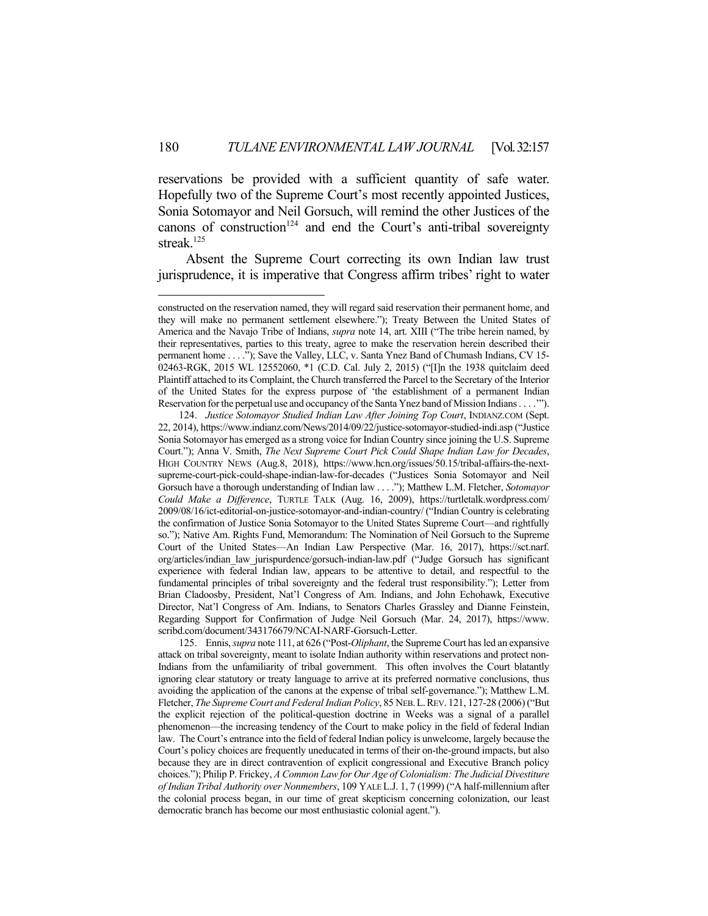reservations be provided with a sufficient quantity of safe water. Hopefully two of the Supreme Court's most recently appointed Justices, Sonia Sotomayor and Neil Gorsuch, will remind the other Justices of the canons of construction[124] and end the Court's anti-tribal sovereignty streak.[125]

Absent the Supreme Court correcting its own Indian law trust jurisprudence, it is imperative that Congress affirm tribes' right to water

---

constructed on the reservation named, they will regard said reservation their permanent home, and they will make no permanent settlement elsewhere."); Treaty Between the United States of America and the Navajo Tribe of Indians, *supra* note 14, art. XIII ("The tribe herein named, by their representatives, parties to this treaty, agree to make the reservation herein described their permanent home . . . ."); Save the Valley, LLC, v. Santa Ynez Band of Chumash Indians, CV 15-02463-RGK, 2015 WL 12552060, *1 (C.D. Cal. July 2, 2015) ("[I]n the 1938 quitclaim deed Plaintiff attached to its Complaint, the Church transferred the Parcel to the Secretary of the Interior of the United States for the express purpose of 'the establishment of a permanent Indian Reservation for the perpetual use and occupancy of the Santa Ynez band of Mission Indians . . . .'").

124. *Justice Sotomayor Studied Indian Law After Joining Top Court*, INDIANZ.COM (Sept. 22, 2014), https://www.indianz.com/News/2014/09/22/justice-sotomayor-studied-indi.asp ("Justice Sonia Sotomayor has emerged as a strong voice for Indian Country since joining the U.S. Supreme Court."); Anna V. Smith, *The Next Supreme Court Pick Could Shape Indian Law for Decades*, HIGH COUNTRY NEWS (Aug.8, 2018), https://www.hcn.org/issues/50.15/tribal-affairs-the-next-supreme-court-pick-could-shape-indian-law-for-decades ("Justices Sonia Sotomayor and Neil Gorsuch have a thorough understanding of Indian law . . . ."); Matthew L.M. Fletcher, *Sotomayor Could Make a Difference*, TURTLE TALK (Aug. 16, 2009), https://turtletalk.wordpress.com/2009/08/16/ict-editorial-on-justice-sotomayor-and-indian-country/ ("Indian Country is celebrating the confirmation of Justice Sonia Sotomayor to the United States Supreme Court—and rightfully so."); Native Am. Rights Fund, Memorandum: The Nomination of Neil Gorsuch to the Supreme Court of the United States—An Indian Law Perspective (Mar. 16, 2017), https://sct.narf.org/articles/indian_law_jurispurdence/gorsuch-indian-law.pdf ("Judge Gorsuch has significant experience with federal Indian law, appears to be attentive to detail, and respectful to the fundamental principles of tribal sovereignty and the federal trust responsibility."); Letter from Brian Cladoosby, President, Nat'l Congress of Am. Indians, and John Echohawk, Executive Director, Nat'l Congress of Am. Indians, to Senators Charles Grassley and Dianne Feinstein, Regarding Support for Confirmation of Judge Neil Gorsuch (Mar. 24, 2017), https://www.scribd.com/document/343176679/NCAI-NARF-Gorsuch-Letter.

125. Ennis, *supra* note 111, at 626 ("Post-*Oliphant*, the Supreme Court has led an expansive attack on tribal sovereignty, meant to isolate Indian authority within reservations and protect non-Indians from the unfamiliarity of tribal government. This often involves the Court blatantly ignoring clear statutory or treaty language to arrive at its preferred normative conclusions, thus avoiding the application of the canons at the expense of tribal self-governance."); Matthew L.M. Fletcher, *The Supreme Court and Federal Indian Policy*, 85 NEB. L. REV. 121, 127-28 (2006) ("But the explicit rejection of the political-question doctrine in Weeks was a signal of a parallel phenomenon—the increasing tendency of the Court to make policy in the field of federal Indian law. The Court's entrance into the field of federal Indian policy is unwelcome, largely because the Court's policy choices are frequently uneducated in terms of their on-the-ground impacts, but also because they are in direct contravention of explicit congressional and Executive Branch policy choices."); Philip P. Frickey, *A Common Law for Our Age of Colonialism: The Judicial Divestiture of Indian Tribal Authority over Nonmembers*, 109 YALE L.J. 1, 7 (1999) ("A half-millennium after the colonial process began, in our time of great skepticism concerning colonization, our least democratic branch has become our most enthusiastic colonial agent.").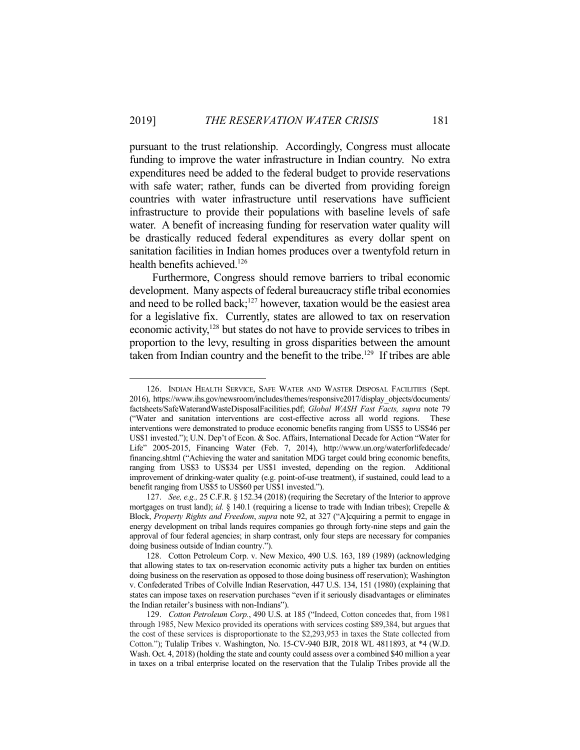pursuant to the trust relationship. Accordingly, Congress must allocate funding to improve the water infrastructure in Indian country. No extra expenditures need be added to the federal budget to provide reservations with safe water; rather, funds can be diverted from providing foreign countries with water infrastructure until reservations have sufficient infrastructure to provide their populations with baseline levels of safe water. A benefit of increasing funding for reservation water quality will be drastically reduced federal expenditures as every dollar spent on sanitation facilities in Indian homes produces over a twentyfold return in health benefits achieved.[126]

Furthermore, Congress should remove barriers to tribal economic development. Many aspects of federal bureaucracy stifle tribal economies and need to be rolled back;[127] however, taxation would be the easiest area for a legislative fix. Currently, states are allowed to tax on reservation economic activity,[128] but states do not have to provide services to tribes in proportion to the levy, resulting in gross disparities between the amount taken from Indian country and the benefit to the tribe.[129] If tribes are able

---

126. INDIAN HEALTH SERVICE, SAFE WATER AND WASTER DISPOSAL FACILITIES (Sept. 2016), https://www.ihs.gov/newsroom/includes/themes/responsive2017/display_objects/documents/factsheets/SafeWaterandWasteDisposalFacilities.pdf; *Global WASH Fast Facts, supra* note 79 ("Water and sanitation interventions are cost-effective across all world regions. These interventions were demonstrated to produce economic benefits ranging from US$5 to US$46 per US$1 invested."); U.N. Dep't of Econ. & Soc. Affairs, International Decade for Action "Water for Life" 2005-2015, Financing Water (Feb. 7, 2014), http://www.un.org/waterforlifedecade/financing.shtml ("Achieving the water and sanitation MDG target could bring economic benefits, ranging from US$3 to US$34 per US$1 invested, depending on the region. Additional improvement of drinking-water quality (e.g. point-of-use treatment), if sustained, could lead to a benefit ranging from US$5 to US$60 per US$1 invested.").

127. *See, e.g.,* 25 C.F.R. § 152.34 (2018) (requiring the Secretary of the Interior to approve mortgages on trust land); *id.* § 140.1 (requiring a license to trade with Indian tribes); Crepelle & Block, *Property Rights and Freedom*, *supra* note 92, at 327 ("A]cquiring a permit to engage in energy development on tribal lands requires companies go through forty-nine steps and gain the approval of four federal agencies; in sharp contrast, only four steps are necessary for companies doing business outside of Indian country.").

128. Cotton Petroleum Corp. v. New Mexico, 490 U.S. 163, 189 (1989) (acknowledging that allowing states to tax on-reservation economic activity puts a higher tax burden on entities doing business on the reservation as opposed to those doing business off reservation); Washington v. Confederated Tribes of Colville Indian Reservation, 447 U.S. 134, 151 (1980) (explaining that states can impose taxes on reservation purchases "even if it seriously disadvantages or eliminates the Indian retailer's business with non-Indians").

129. *Cotton Petroleum Corp.*, 490 U.S. at 185 ("Indeed, Cotton concedes that, from 1981 through 1985, New Mexico provided its operations with services costing $89,384, but argues that the cost of these services is disproportionate to the $2,293,953 in taxes the State collected from Cotton."); Tulalip Tribes v. Washington, No. 15-CV-940 BJR, 2018 WL 4811893, at *4 (W.D. Wash. Oct. 4, 2018) (holding the state and county could assess over a combined $40 million a year in taxes on a tribal enterprise located on the reservation that the Tulalip Tribes provide all the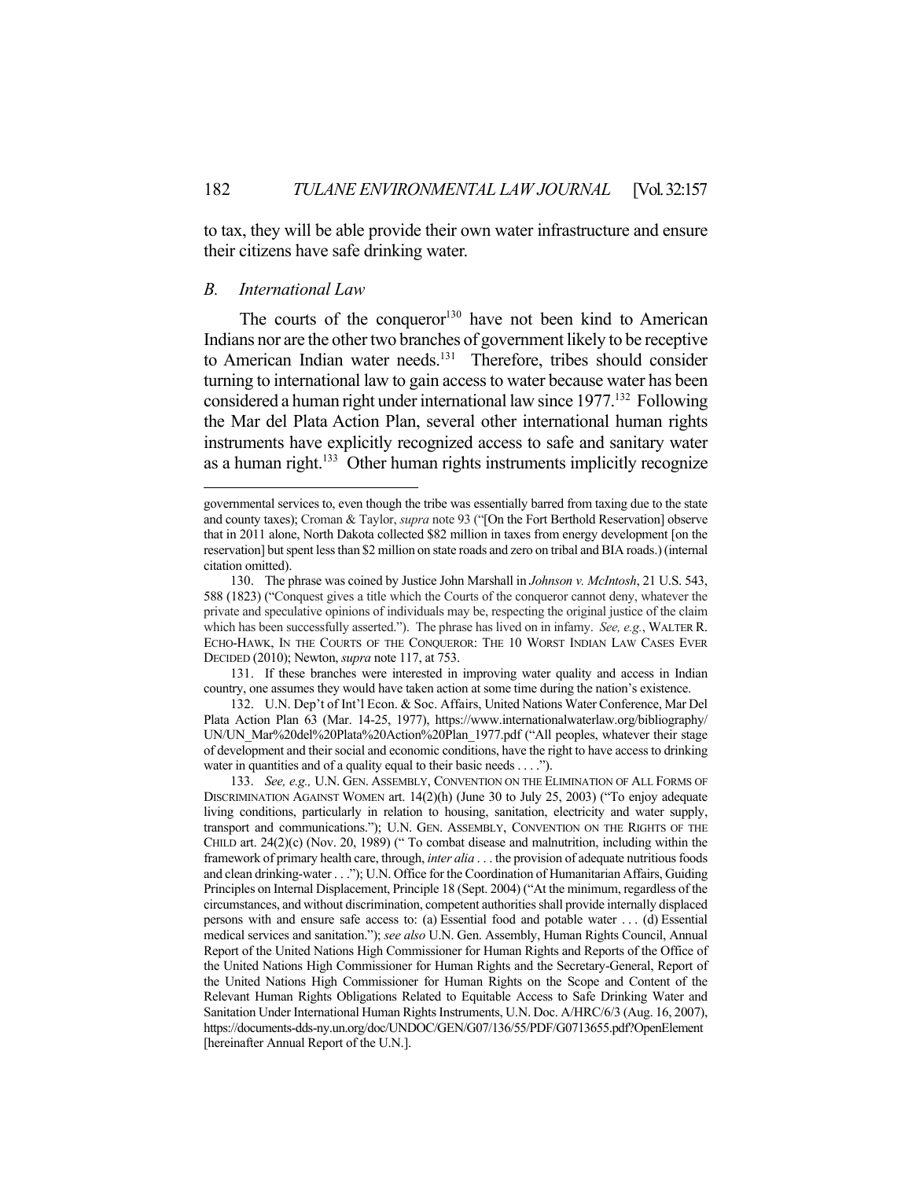to tax, they will be able provide their own water infrastructure and ensure their citizens have safe drinking water.

### *B. International Law*

The courts of the conqueror[130] have not been kind to American Indians nor are the other two branches of government likely to be receptive to American Indian water needs.[131] Therefore, tribes should consider turning to international law to gain access to water because water has been considered a human right under international law since 1977.[132] Following the Mar del Plata Action Plan, several other international human rights instruments have explicitly recognized access to safe and sanitary water as a human right.[133] Other human rights instruments implicitly recognize

---

governmental services to, even though the tribe was essentially barred from taxing due to the state and county taxes); Croman & Taylor, *supra* note 93 ("[On the Fort Berthold Reservation] observe that in 2011 alone, North Dakota collected $82 million in taxes from energy development [on the reservation] but spent less than $2 million on state roads and zero on tribal and BIA roads.) (internal citation omitted).

130. The phrase was coined by Justice John Marshall in *Johnson v. McIntosh*, 21 U.S. 543, 588 (1823) ("Conquest gives a title which the Courts of the conqueror cannot deny, whatever the private and speculative opinions of individuals may be, respecting the original justice of the claim which has been successfully asserted."). The phrase has lived on in infamy. *See, e.g.*, WALTER R. ECHO-HAWK, IN THE COURTS OF THE CONQUEROR: THE 10 WORST INDIAN LAW CASES EVER DECIDED (2010); Newton, *supra* note 117, at 753.

131. If these branches were interested in improving water quality and access in Indian country, one assumes they would have taken action at some time during the nation's existence.

132. U.N. Dep't of Int'l Econ. & Soc. Affairs, United Nations Water Conference, Mar Del Plata Action Plan 63 (Mar. 14-25, 1977), https://www.internationalwaterlaw.org/bibliography/UN/UN_Mar%20del%20Plata%20Action%20Plan_1977.pdf ("All peoples, whatever their stage of development and their social and economic conditions, have the right to have access to drinking water in quantities and of a quality equal to their basic needs . . . .").

133. *See, e.g.,* U.N. GEN. ASSEMBLY, CONVENTION ON THE ELIMINATION OF ALL FORMS OF DISCRIMINATION AGAINST WOMEN art. 14(2)(h) (June 30 to July 25, 2003) ("To enjoy adequate living conditions, particularly in relation to housing, sanitation, electricity and water supply, transport and communications."); U.N. GEN. ASSEMBLY, CONVENTION ON THE RIGHTS OF THE CHILD art. 24(2)(c) (Nov. 20, 1989) (" To combat disease and malnutrition, including within the framework of primary health care, through, *inter alia* . . . the provision of adequate nutritious foods and clean drinking-water . . ."); U.N. Office for the Coordination of Humanitarian Affairs, Guiding Principles on Internal Displacement, Principle 18 (Sept. 2004) ("At the minimum, regardless of the circumstances, and without discrimination, competent authorities shall provide internally displaced persons with and ensure safe access to: (a) Essential food and potable water . . . (d) Essential medical services and sanitation."); *see also* U.N. Gen. Assembly, Human Rights Council, Annual Report of the United Nations High Commissioner for Human Rights and Reports of the Office of the United Nations High Commissioner for Human Rights and the Secretary-General, Report of the United Nations High Commissioner for Human Rights on the Scope and Content of the Relevant Human Rights Obligations Related to Equitable Access to Safe Drinking Water and Sanitation Under International Human Rights Instruments, U.N. Doc. A/HRC/6/3 (Aug. 16, 2007), https://documents-dds-ny.un.org/doc/UNDOC/GEN/G07/136/55/PDF/G0713655.pdf?OpenElement [hereinafter Annual Report of the U.N.].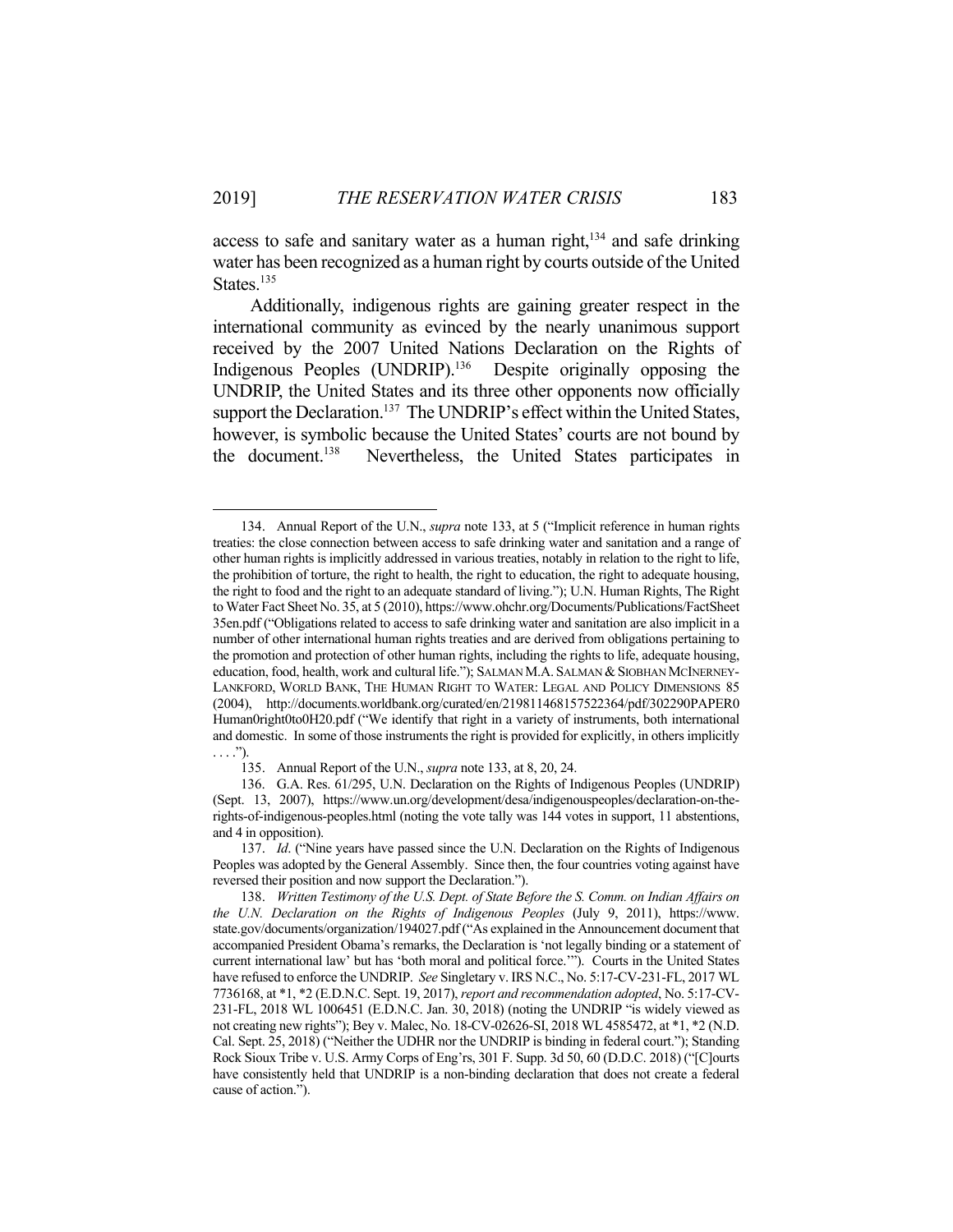access to safe and sanitary water as a human right,[134] and safe drinking water has been recognized as a human right by courts outside of the United States.[135]

Additionally, indigenous rights are gaining greater respect in the international community as evinced by the nearly unanimous support received by the 2007 United Nations Declaration on the Rights of Indigenous Peoples (UNDRIP).[136] Despite originally opposing the UNDRIP, the United States and its three other opponents now officially support the Declaration.[137] The UNDRIP's effect within the United States, however, is symbolic because the United States' courts are not bound by the document.[138] Nevertheless, the United States participates in

---

134. Annual Report of the U.N., *supra* note 133, at 5 ("Implicit reference in human rights treaties: the close connection between access to safe drinking water and sanitation and a range of other human rights is implicitly addressed in various treaties, notably in relation to the right to life, the prohibition of torture, the right to health, the right to education, the right to adequate housing, the right to food and the right to an adequate standard of living."); U.N. Human Rights, The Right to Water Fact Sheet No. 35, at 5 (2010), https://www.ohchr.org/Documents/Publications/FactSheet35en.pdf ("Obligations related to access to safe drinking water and sanitation are also implicit in a number of other international human rights treaties and are derived from obligations pertaining to the promotion and protection of other human rights, including the rights to life, adequate housing, education, food, health, work and cultural life."); SALMAN M.A. SALMAN & SIOBHAN MCINERNEY-LANKFORD, WORLD BANK, THE HUMAN RIGHT TO WATER: LEGAL AND POLICY DIMENSIONS 85 (2004), http://documents.worldbank.org/curated/en/219811468157522364/pdf/302290PAPER0Human0right0to0H20.pdf ("We identify that right in a variety of instruments, both international and domestic. In some of those instruments the right is provided for explicitly, in others implicitly . . . .").

135. Annual Report of the U.N., *supra* note 133, at 8, 20, 24.

136. G.A. Res. 61/295, U.N. Declaration on the Rights of Indigenous Peoples (UNDRIP) (Sept. 13, 2007), https://www.un.org/development/desa/indigenouspeoples/declaration-on-the-rights-of-indigenous-peoples.html (noting the vote tally was 144 votes in support, 11 abstentions, and 4 in opposition).

137. *Id*. ("Nine years have passed since the U.N. Declaration on the Rights of Indigenous Peoples was adopted by the General Assembly. Since then, the four countries voting against have reversed their position and now support the Declaration.").

138. *Written Testimony of the U.S. Dept. of State Before the S. Comm. on Indian Affairs on the U.N. Declaration on the Rights of Indigenous Peoples* (July 9, 2011), https://www.state.gov/documents/organization/194027.pdf ("As explained in the Announcement document that accompanied President Obama's remarks, the Declaration is 'not legally binding or a statement of current international law' but has 'both moral and political force.'"). Courts in the United States have refused to enforce the UNDRIP. *See* Singletary v. IRS N.C., No. 5:17-CV-231-FL, 2017 WL 7736168, at \*1, \*2 (E.D.N.C. Sept. 19, 2017), *report and recommendation adopted*, No. 5:17-CV-231-FL, 2018 WL 1006451 (E.D.N.C. Jan. 30, 2018) (noting the UNDRIP "is widely viewed as not creating new rights"); Bey v. Malec, No. 18-CV-02626-SI, 2018 WL 4585472, at \*1, \*2 (N.D. Cal. Sept. 25, 2018) ("Neither the UDHR nor the UNDRIP is binding in federal court."); Standing Rock Sioux Tribe v. U.S. Army Corps of Eng'rs, 301 F. Supp. 3d 50, 60 (D.D.C. 2018) ("[C]ourts have consistently held that UNDRIP is a non-binding declaration that does not create a federal cause of action.").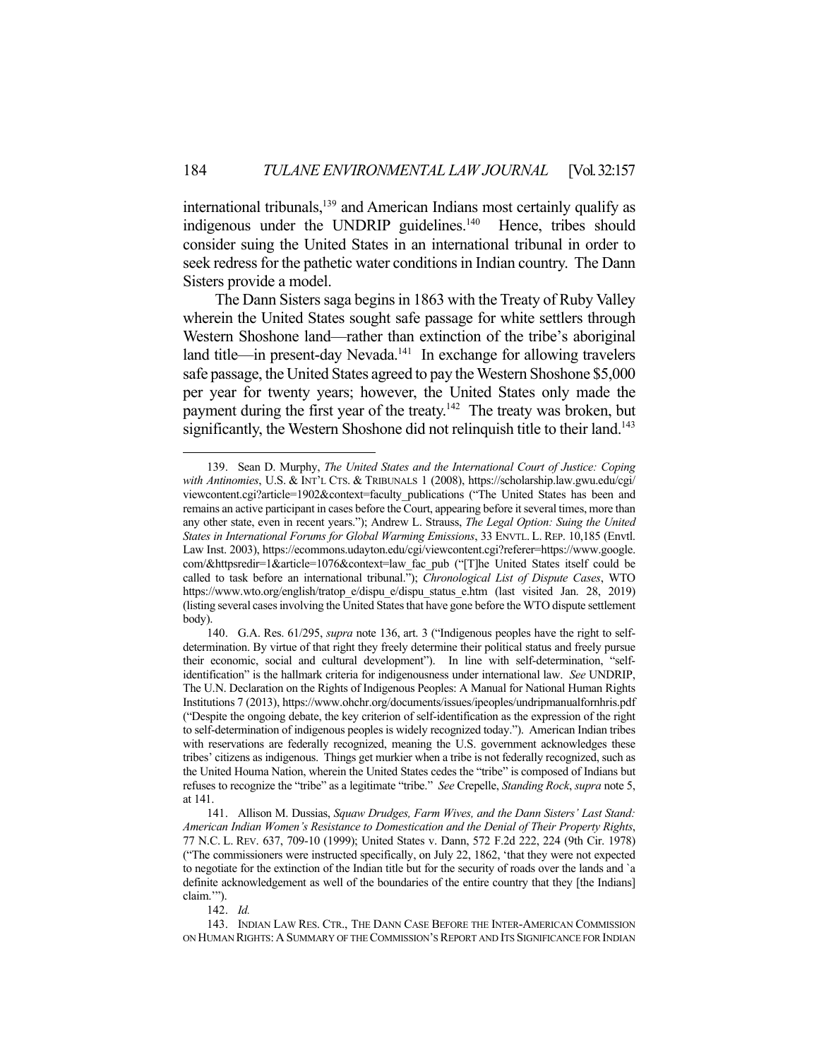international tribunals,[139] and American Indians most certainly qualify as indigenous under the UNDRIP guidelines.[140] Hence, tribes should consider suing the United States in an international tribunal in order to seek redress for the pathetic water conditions in Indian country. The Dann Sisters provide a model.

The Dann Sisters saga begins in 1863 with the Treaty of Ruby Valley wherein the United States sought safe passage for white settlers through Western Shoshone land—rather than extinction of the tribe's aboriginal land title—in present-day Nevada.[141] In exchange for allowing travelers safe passage, the United States agreed to pay the Western Shoshone $5,000 per year for twenty years; however, the United States only made the payment during the first year of the treaty.[142] The treaty was broken, but significantly, the Western Shoshone did not relinquish title to their land.[143]

---

139. Sean D. Murphy, *The United States and the International Court of Justice: Coping with Antinomies*, U.S. & INT'L CTS. & TRIBUNALS 1 (2008), https://scholarship.law.gwu.edu/cgi/viewcontent.cgi?article=1902&context=faculty_publications ("The United States has been and remains an active participant in cases before the Court, appearing before it several times, more than any other state, even in recent years."); Andrew L. Strauss, *The Legal Option: Suing the United States in International Forums for Global Warming Emissions*, 33 ENVTL. L. REP. 10,185 (Envtl. Law Inst. 2003), https://ecommons.udayton.edu/cgi/viewcontent.cgi?referer=https://www.google.com/&httpsredir=1&article=1076&context=law_fac_pub ("[T]he United States itself could be called to task before an international tribunal."); *Chronological List of Dispute Cases*, WTO https://www.wto.org/english/tratop_e/dispu_e/dispu_status_e.htm (last visited Jan. 28, 2019) (listing several cases involving the United States that have gone before the WTO dispute settlement body).

140. G.A. Res. 61/295, *supra* note 136, art. 3 ("Indigenous peoples have the right to self-determination. By virtue of that right they freely determine their political status and freely pursue their economic, social and cultural development"). In line with self-determination, "self-identification" is the hallmark criteria for indigenousness under international law. *See* UNDRIP, The U.N. Declaration on the Rights of Indigenous Peoples: A Manual for National Human Rights Institutions 7 (2013), https://www.ohchr.org/documents/issues/ipeoples/undripmanualfornhris.pdf ("Despite the ongoing debate, the key criterion of self-identification as the expression of the right to self-determination of indigenous peoples is widely recognized today."). American Indian tribes with reservations are federally recognized, meaning the U.S. government acknowledges these tribes' citizens as indigenous. Things get murkier when a tribe is not federally recognized, such as the United Houma Nation, wherein the United States cedes the "tribe" is composed of Indians but refuses to recognize the "tribe" as a legitimate "tribe." *See* Crepelle, *Standing Rock*, *supra* note 5, at 141.

141. Allison M. Dussias, *Squaw Drudges, Farm Wives, and the Dann Sisters' Last Stand: American Indian Women's Resistance to Domestication and the Denial of Their Property Rights*, 77 N.C. L. REV. 637, 709-10 (1999); United States v. Dann, 572 F.2d 222, 224 (9th Cir. 1978) ("The commissioners were instructed specifically, on July 22, 1862, 'that they were not expected to negotiate for the extinction of the Indian title but for the security of roads over the lands and `a definite acknowledgement as well of the boundaries of the entire country that they [the Indians] claim.'").

142. *Id.*

143. INDIAN LAW RES. CTR., THE DANN CASE BEFORE THE INTER-AMERICAN COMMISSION ON HUMAN RIGHTS: A SUMMARY OF THE COMMISSION'S REPORT AND ITS SIGNIFICANCE FOR INDIAN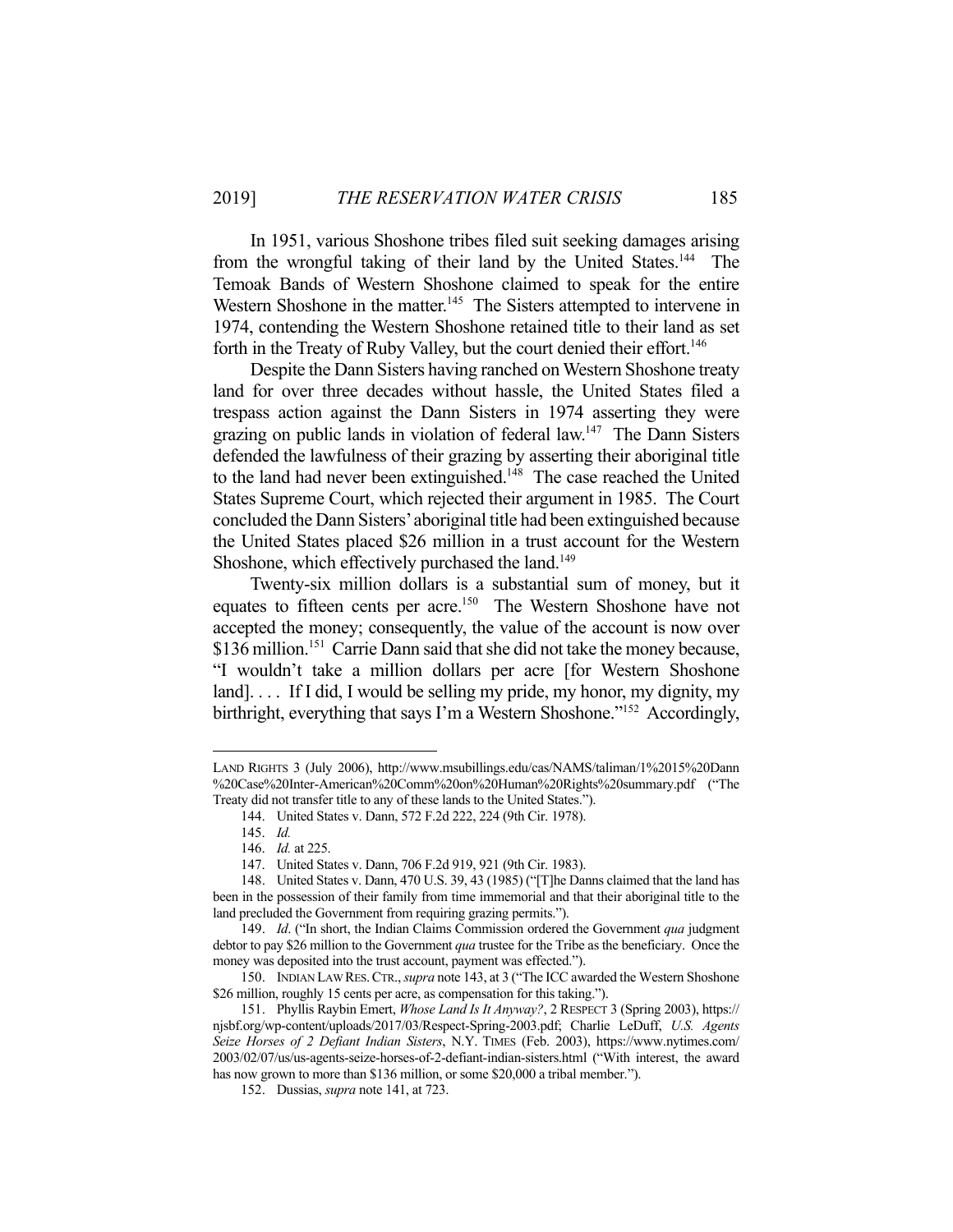In 1951, various Shoshone tribes filed suit seeking damages arising from the wrongful taking of their land by the United States.[144] The Temoak Bands of Western Shoshone claimed to speak for the entire Western Shoshone in the matter.[145] The Sisters attempted to intervene in 1974, contending the Western Shoshone retained title to their land as set forth in the Treaty of Ruby Valley, but the court denied their effort.[146]

Despite the Dann Sisters having ranched on Western Shoshone treaty land for over three decades without hassle, the United States filed a trespass action against the Dann Sisters in 1974 asserting they were grazing on public lands in violation of federal law.[147] The Dann Sisters defended the lawfulness of their grazing by asserting their aboriginal title to the land had never been extinguished.[148] The case reached the United States Supreme Court, which rejected their argument in 1985. The Court concluded the Dann Sisters' aboriginal title had been extinguished because the United States placed $26 million in a trust account for the Western Shoshone, which effectively purchased the land.[149]

Twenty-six million dollars is a substantial sum of money, but it equates to fifteen cents per acre.[150] The Western Shoshone have not accepted the money; consequently, the value of the account is now over $136 million.[151] Carrie Dann said that she did not take the money because, "I wouldn't take a million dollars per acre [for Western Shoshone land]. . . . If I did, I would be selling my pride, my honor, my dignity, my birthright, everything that says I'm a Western Shoshone."[152] Accordingly,

---

LAND RIGHTS 3 (July 2006), http://www.msubillings.edu/cas/NAMS/taliman/1%2015%20Dann%20Case%20Inter-American%20Comm%20on%20Human%20Rights%20summary.pdf ("The Treaty did not transfer title to any of these lands to the United States.").

144. United States v. Dann, 572 F.2d 222, 224 (9th Cir. 1978).

145. *Id.*

146. *Id.* at 225.

147. United States v. Dann, 706 F.2d 919, 921 (9th Cir. 1983).

148. United States v. Dann, 470 U.S. 39, 43 (1985) ("[T]he Danns claimed that the land has been in the possession of their family from time immemorial and that their aboriginal title to the land precluded the Government from requiring grazing permits.").

149. *Id*. ("In short, the Indian Claims Commission ordered the Government *qua* judgment debtor to pay $26 million to the Government *qua* trustee for the Tribe as the beneficiary. Once the money was deposited into the trust account, payment was effected.").

150. INDIAN LAW RES. CTR., *supra* note 143, at 3 ("The ICC awarded the Western Shoshone $26 million, roughly 15 cents per acre, as compensation for this taking.").

151. Phyllis Raybin Emert, *Whose Land Is It Anyway?*, 2 RESPECT 3 (Spring 2003), https://njsbf.org/wp-content/uploads/2017/03/Respect-Spring-2003.pdf; Charlie LeDuff, *U.S. Agents Seize Horses of 2 Defiant Indian Sisters*, N.Y. TIMES (Feb. 2003), https://www.nytimes.com/2003/02/07/us/us-agents-seize-horses-of-2-defiant-indian-sisters.html ("With interest, the award has now grown to more than $136 million, or some $20,000 a tribal member.").

152. Dussias, *supra* note 141, at 723.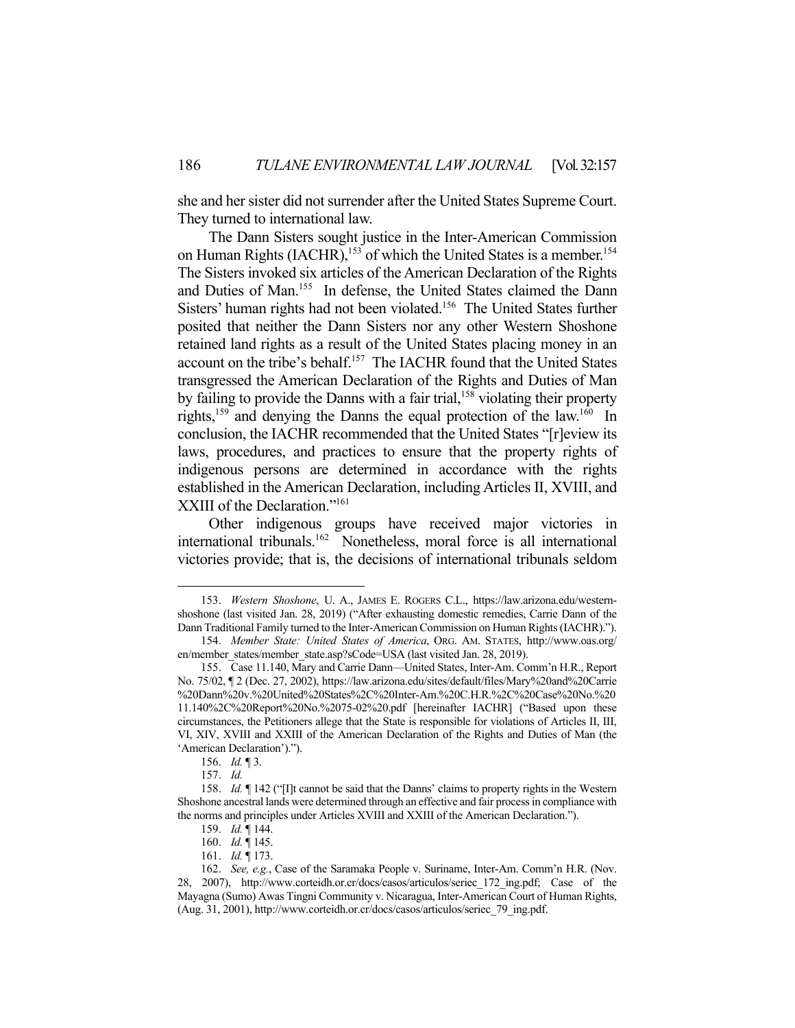she and her sister did not surrender after the United States Supreme Court. They turned to international law.

The Dann Sisters sought justice in the Inter-American Commission on Human Rights (IACHR),[153] of which the United States is a member.[154] The Sisters invoked six articles of the American Declaration of the Rights and Duties of Man.[155] In defense, the United States claimed the Dann Sisters' human rights had not been violated.[156] The United States further posited that neither the Dann Sisters nor any other Western Shoshone retained land rights as a result of the United States placing money in an account on the tribe's behalf.[157] The IACHR found that the United States transgressed the American Declaration of the Rights and Duties of Man by failing to provide the Danns with a fair trial,[158] violating their property rights,[159] and denying the Danns the equal protection of the law.[160] In conclusion, the IACHR recommended that the United States "[r]eview its laws, procedures, and practices to ensure that the property rights of indigenous persons are determined in accordance with the rights established in the American Declaration, including Articles II, XVIII, and XXIII of the Declaration."[161]

Other indigenous groups have received major victories in international tribunals.[162] Nonetheless, moral force is all international victories provide; that is, the decisions of international tribunals seldom

---

153. *Western Shoshone*, U. A., JAMES E. ROGERS C.L., https://law.arizona.edu/western-shoshone (last visited Jan. 28, 2019) ("After exhausting domestic remedies, Carrie Dann of the Dann Traditional Family turned to the Inter-American Commission on Human Rights (IACHR).").

154. *Member State: United States of America*, ORG. AM. STATES, http://www.oas.org/en/member_states/member_state.asp?sCode=USA (last visited Jan. 28, 2019).

155. Case 11.140, Mary and Carrie Dann—United States, Inter-Am. Comm'n H.R., Report No. 75/02, ¶ 2 (Dec. 27, 2002), https://law.arizona.edu/sites/default/files/Mary%20and%20Carrie%20Dann%20v.%20United%20States%2C%20Inter-Am.%20C.H.R.%2C%20Case%20No.%2011.140%2C%20Report%20No.%2075-02%20.pdf [hereinafter IACHR] ("Based upon these circumstances, the Petitioners allege that the State is responsible for violations of Articles II, III, VI, XIV, XVIII and XXIII of the American Declaration of the Rights and Duties of Man (the 'American Declaration').").

156. *Id.* ¶ 3.

157. *Id.*

158. *Id.* ¶ 142 ("[I]t cannot be said that the Danns' claims to property rights in the Western Shoshone ancestral lands were determined through an effective and fair process in compliance with the norms and principles under Articles XVIII and XXIII of the American Declaration.").

159. *Id.* ¶ 144.

160. *Id.* ¶ 145.

161. *Id.* ¶ 173.

162. *See, e.g.*, Case of the Saramaka People v. Suriname, Inter-Am. Comm'n H.R. (Nov. 28, 2007), http://www.corteidh.or.cr/docs/casos/articulos/seriec_172_ing.pdf; Case of the Mayagna (Sumo) Awas Tingni Community v. Nicaragua, Inter-American Court of Human Rights, (Aug. 31, 2001), http://www.corteidh.or.cr/docs/casos/articulos/seriec_79_ing.pdf.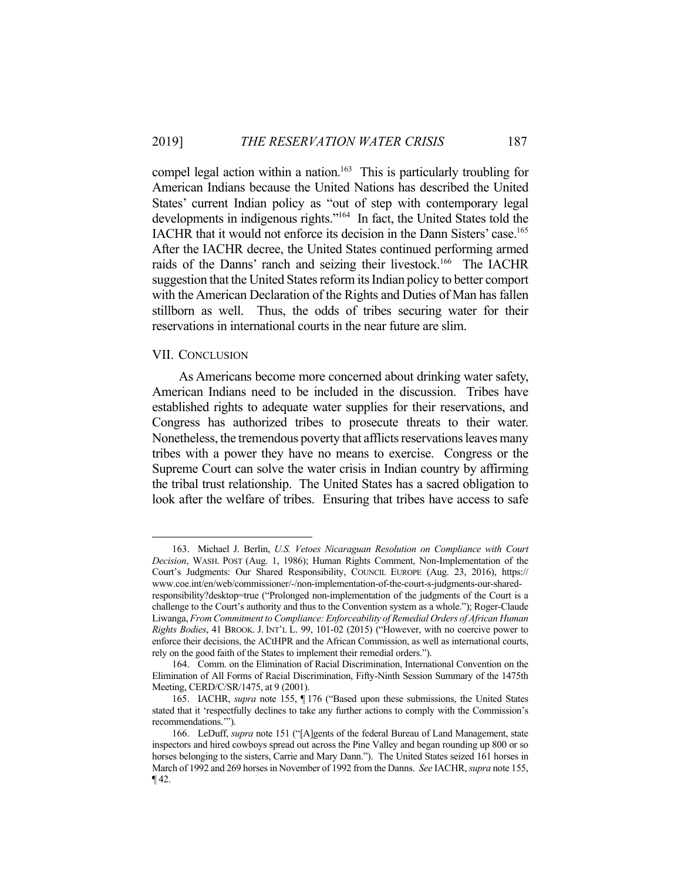compel legal action within a nation.[163] This is particularly troubling for American Indians because the United Nations has described the United States' current Indian policy as "out of step with contemporary legal developments in indigenous rights."[164] In fact, the United States told the IACHR that it would not enforce its decision in the Dann Sisters' case.[165] After the IACHR decree, the United States continued performing armed raids of the Danns' ranch and seizing their livestock.[166] The IACHR suggestion that the United States reform its Indian policy to better comport with the American Declaration of the Rights and Duties of Man has fallen stillborn as well. Thus, the odds of tribes securing water for their reservations in international courts in the near future are slim.

## VII. CONCLUSION

As Americans become more concerned about drinking water safety, American Indians need to be included in the discussion. Tribes have established rights to adequate water supplies for their reservations, and Congress has authorized tribes to prosecute threats to their water. Nonetheless, the tremendous poverty that afflicts reservations leaves many tribes with a power they have no means to exercise. Congress or the Supreme Court can solve the water crisis in Indian country by affirming the tribal trust relationship. The United States has a sacred obligation to look after the welfare of tribes. Ensuring that tribes have access to safe

---

163. Michael J. Berlin, *U.S. Vetoes Nicaraguan Resolution on Compliance with Court Decision*, WASH. POST (Aug. 1, 1986); Human Rights Comment, Non-Implementation of the Court's Judgments: Our Shared Responsibility, COUNCIL EUROPE (Aug. 23, 2016), https://www.coe.int/en/web/commissioner/-/non-implementation-of-the-court-s-judgments-our-shared-responsibility?desktop=true ("Prolonged non-implementation of the judgments of the Court is a challenge to the Court's authority and thus to the Convention system as a whole."); Roger-Claude Liwanga, *From Commitment to Compliance: Enforceability of Remedial Orders of African Human Rights Bodies*, 41 BROOK. J. INT'L L. 99, 101-02 (2015) ("However, with no coercive power to enforce their decisions, the ACtHPR and the African Commission, as well as international courts, rely on the good faith of the States to implement their remedial orders.").

164. Comm. on the Elimination of Racial Discrimination, International Convention on the Elimination of All Forms of Racial Discrimination, Fifty-Ninth Session Summary of the 1475th Meeting, CERD/C/SR/1475, at 9 (2001).

165. IACHR, *supra* note 155, ¶ 176 ("Based upon these submissions, the United States stated that it 'respectfully declines to take any further actions to comply with the Commission's recommendations.'").

166. LeDuff, *supra* note 151 ("[A]gents of the federal Bureau of Land Management, state inspectors and hired cowboys spread out across the Pine Valley and began rounding up 800 or so horses belonging to the sisters, Carrie and Mary Dann."). The United States seized 161 horses in March of 1992 and 269 horses in November of 1992 from the Danns. *See* IACHR, *supra* note 155, ¶ 42.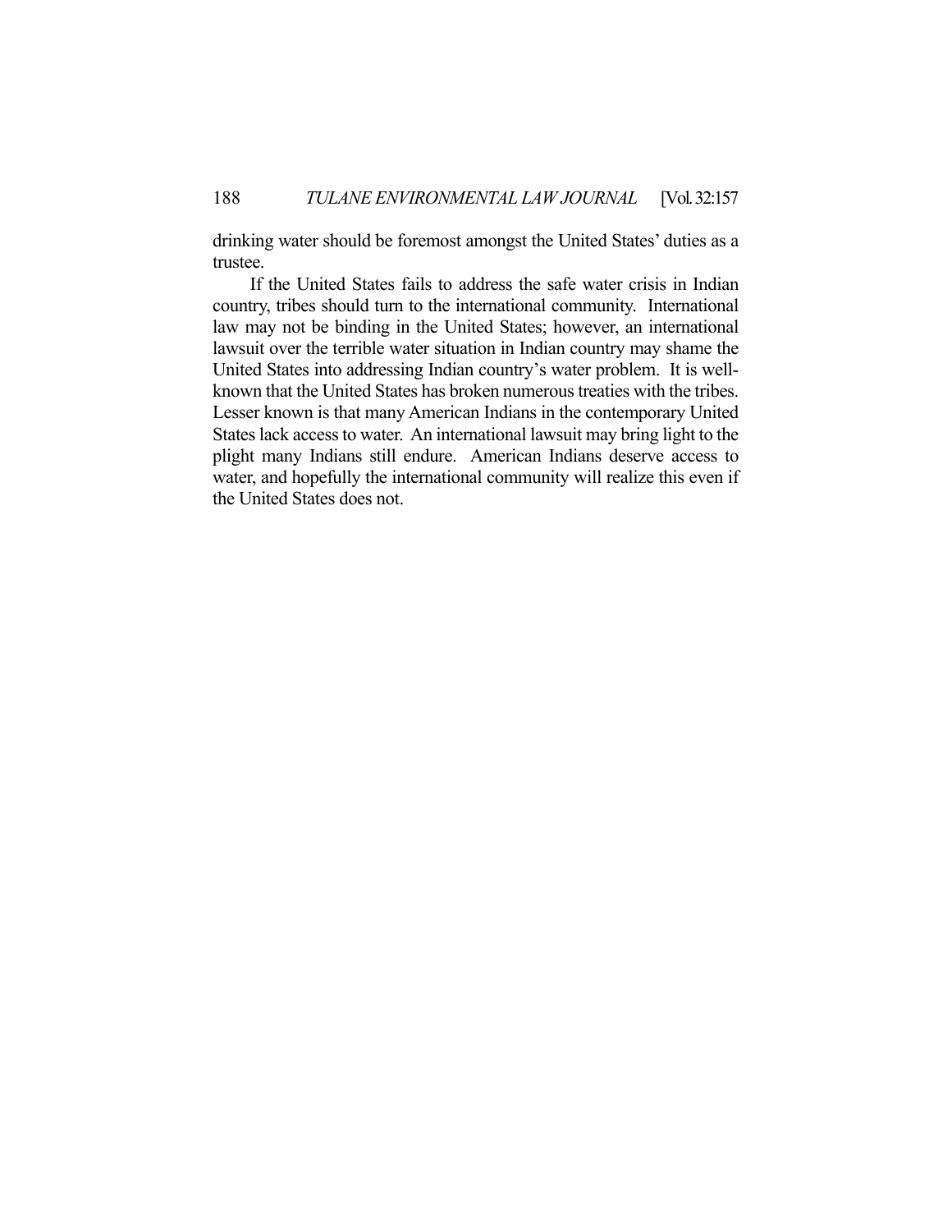drinking water should be foremost amongst the United States' duties as a trustee.

If the United States fails to address the safe water crisis in Indian country, tribes should turn to the international community. International law may not be binding in the United States; however, an international lawsuit over the terrible water situation in Indian country may shame the United States into addressing Indian country's water problem. It is well-known that the United States has broken numerous treaties with the tribes. Lesser known is that many American Indians in the contemporary United States lack access to water. An international lawsuit may bring light to the plight many Indians still endure. American Indians deserve access to water, and hopefully the international community will realize this even if the United States does not.